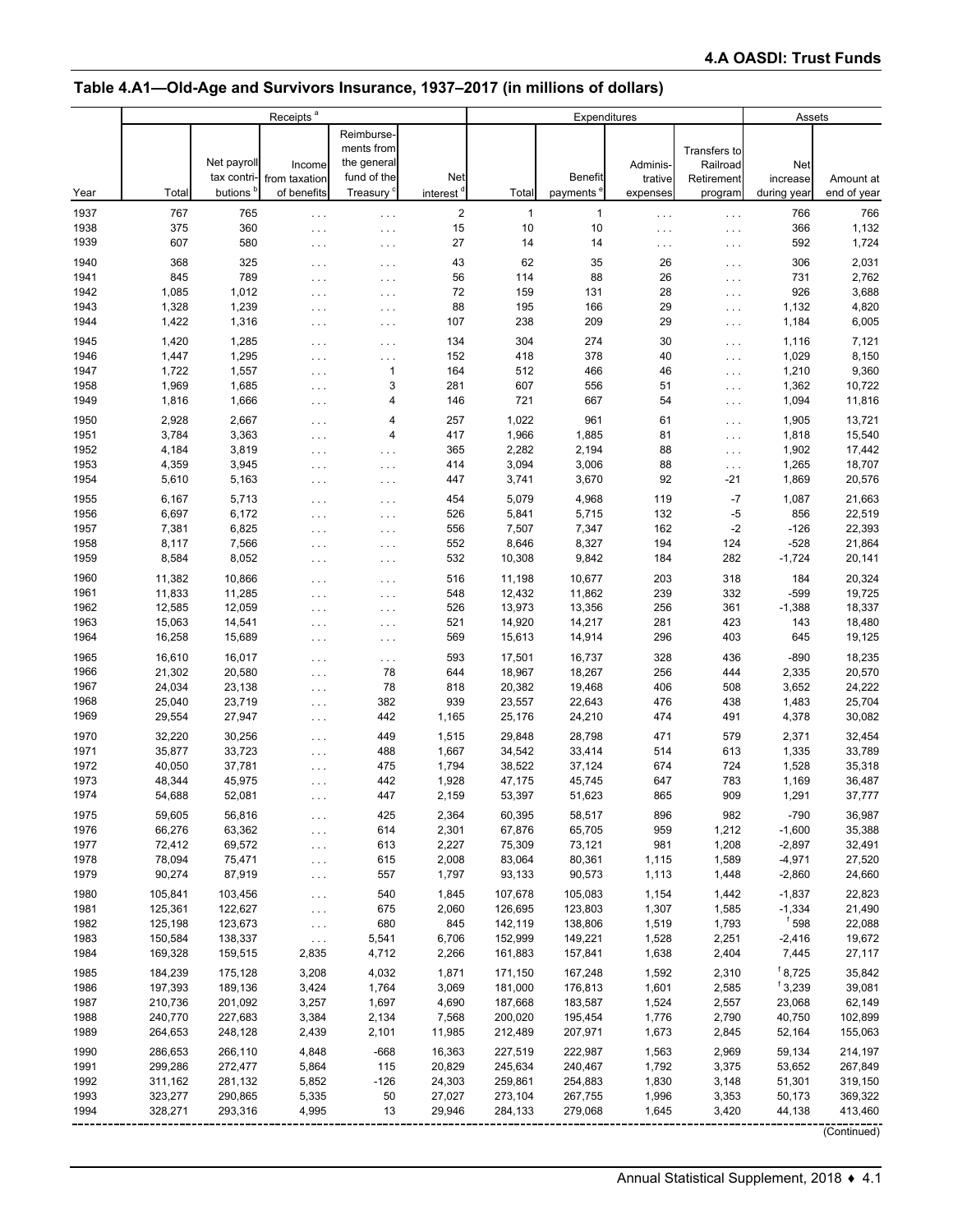## Table 4.A1—Old-Age and Survivors Insurance, 1937–2017 (in millions of dollars)

| | Receipts [a] | | | | | Expenditures | | | | Assets | |
|---|---|---|---|---|---|---|---|---|---|---|---|
| Year | Total | Net payroll tax contributions [b] | Income from taxation of benefits | Reimbursements from the general fund of the Treasury [c] | Net interest [d] | Total | Benefit payments [e] | Administrative expenses | Transfers to Railroad Retirement program | Net increase during year | Amount at end of year |
| 1937 | 767 | 765 | . . . | . . . | 2 | 1 | 1 | . . . | . . . | 766 | 766 |
| 1938 | 375 | 360 | . . . | . . . | 15 | 10 | 10 | . . . | . . . | 366 | 1,132 |
| 1939 | 607 | 580 | . . . | . . . | 27 | 14 | 14 | . . . | . . . | 592 | 1,724 |
| 1940 | 368 | 325 | . . . | . . . | 43 | 62 | 35 | 26 | . . . | 306 | 2,031 |
| 1941 | 845 | 789 | . . . | . . . | 56 | 114 | 88 | 26 | . . . | 731 | 2,762 |
| 1942 | 1,085 | 1,012 | . . . | . . . | 72 | 159 | 131 | 28 | . . . | 926 | 3,688 |
| 1943 | 1,328 | 1,239 | . . . | . . . | 88 | 195 | 166 | 29 | . . . | 1,132 | 4,820 |
| 1944 | 1,422 | 1,316 | . . . | . . . | 107 | 238 | 209 | 29 | . . . | 1,184 | 6,005 |
| 1945 | 1,420 | 1,285 | . . . | . . . | 134 | 304 | 274 | 30 | . . . | 1,116 | 7,121 |
| 1946 | 1,447 | 1,295 | . . . | . . . | 152 | 418 | 378 | 40 | . . . | 1,029 | 8,150 |
| 1947 | 1,722 | 1,557 | . . . | 1 | 164 | 512 | 466 | 46 | . . . | 1,210 | 9,360 |
| 1958 | 1,969 | 1,685 | . . . | 3 | 281 | 607 | 556 | 51 | . . . | 1,362 | 10,722 |
| 1949 | 1,816 | 1,666 | . . . | 4 | 146 | 721 | 667 | 54 | . . . | 1,094 | 11,816 |
| 1950 | 2,928 | 2,667 | . . . | 4 | 257 | 1,022 | 961 | 61 | . . . | 1,905 | 13,721 |
| 1951 | 3,784 | 3,363 | . . . | 4 | 417 | 1,966 | 1,885 | 81 | . . . | 1,818 | 15,540 |
| 1952 | 4,184 | 3,819 | . . . | . . . | 365 | 2,282 | 2,194 | 88 | . . . | 1,902 | 17,442 |
| 1953 | 4,359 | 3,945 | . . . | . . . | 414 | 3,094 | 3,006 | 88 | . . . | 1,265 | 18,707 |
| 1954 | 5,610 | 5,163 | . . . | . . . | 447 | 3,741 | 3,670 | 92 | -21 | 1,869 | 20,576 |
| 1955 | 6,167 | 5,713 | . . . | . . . | 454 | 5,079 | 4,968 | 119 | -7 | 1,087 | 21,663 |
| 1956 | 6,697 | 6,172 | . . . | . . . | 526 | 5,841 | 5,715 | 132 | -5 | 856 | 22,519 |
| 1957 | 7,381 | 6,825 | . . . | . . . | 556 | 7,507 | 7,347 | 162 | -2 | -126 | 22,393 |
| 1958 | 8,117 | 7,566 | . . . | . . . | 552 | 8,646 | 8,327 | 194 | 124 | -528 | 21,864 |
| 1959 | 8,584 | 8,052 | . . . | . . . | 532 | 10,308 | 9,842 | 184 | 282 | -1,724 | 20,141 |
| 1960 | 11,382 | 10,866 | . . . | . . . | 516 | 11,198 | 10,677 | 203 | 318 | 184 | 20,324 |
| 1961 | 11,833 | 11,285 | . . . | . . . | 548 | 12,432 | 11,862 | 239 | 332 | -599 | 19,725 |
| 1962 | 12,585 | 12,059 | . . . | . . . | 526 | 13,973 | 13,356 | 256 | 361 | -1,388 | 18,337 |
| 1963 | 15,063 | 14,541 | . . . | . . . | 521 | 14,920 | 14,217 | 281 | 423 | 143 | 18,480 |
| 1964 | 16,258 | 15,689 | . . . | . . . | 569 | 15,613 | 14,914 | 296 | 403 | 645 | 19,125 |
| 1965 | 16,610 | 16,017 | . . . | . . . | 593 | 17,501 | 16,737 | 328 | 436 | -890 | 18,235 |
| 1966 | 21,302 | 20,580 | . . . | 78 | 644 | 18,967 | 18,267 | 256 | 444 | 2,335 | 20,570 |
| 1967 | 24,034 | 23,138 | . . . | 78 | 818 | 20,382 | 19,468 | 406 | 508 | 3,652 | 24,222 |
| 1968 | 25,040 | 23,719 | . . . | 382 | 939 | 23,557 | 22,643 | 476 | 438 | 1,483 | 25,704 |
| 1969 | 29,554 | 27,947 | . . . | 442 | 1,165 | 25,176 | 24,210 | 474 | 491 | 4,378 | 30,082 |
| 1970 | 32,220 | 30,256 | . . . | 449 | 1,515 | 29,848 | 28,798 | 471 | 579 | 2,371 | 32,454 |
| 1971 | 35,877 | 33,723 | . . . | 488 | 1,667 | 34,542 | 33,414 | 514 | 613 | 1,335 | 33,789 |
| 1972 | 40,050 | 37,781 | . . . | 475 | 1,794 | 38,522 | 37,124 | 674 | 724 | 1,528 | 35,318 |
| 1973 | 48,344 | 45,975 | . . . | 442 | 1,928 | 47,175 | 45,745 | 647 | 783 | 1,169 | 36,487 |
| 1974 | 54,688 | 52,081 | . . . | 447 | 2,159 | 53,397 | 51,623 | 865 | 909 | 1,291 | 37,777 |
| 1975 | 59,605 | 56,816 | . . . | 425 | 2,364 | 60,395 | 58,517 | 896 | 982 | -790 | 36,987 |
| 1976 | 66,276 | 63,362 | . . . | 614 | 2,301 | 67,876 | 65,705 | 959 | 1,212 | -1,600 | 35,388 |
| 1977 | 72,412 | 69,572 | . . . | 613 | 2,227 | 75,309 | 73,121 | 981 | 1,208 | -2,897 | 32,491 |
| 1978 | 78,094 | 75,471 | . . . | 615 | 2,008 | 83,064 | 80,361 | 1,115 | 1,589 | -4,971 | 27,520 |
| 1979 | 90,274 | 87,919 | . . . | 557 | 1,797 | 93,133 | 90,573 | 1,113 | 1,448 | -2,860 | 24,660 |
| 1980 | 105,841 | 103,456 | . . . | 540 | 1,845 | 107,678 | 105,083 | 1,154 | 1,442 | -1,837 | 22,823 |
| 1981 | 125,361 | 122,627 | . . . | 675 | 2,060 | 126,695 | 123,803 | 1,307 | 1,585 | -1,334 | 21,490 |
| 1982 | 125,198 | 123,673 | . . . | 680 | 845 | 142,119 | 138,806 | 1,519 | 1,793 | [f] 598 | 22,088 |
| 1983 | 150,584 | 138,337 | . . . | 5,541 | 6,706 | 152,999 | 149,221 | 1,528 | 2,251 | -2,416 | 19,672 |
| 1984 | 169,328 | 159,515 | 2,835 | 4,712 | 2,266 | 161,883 | 157,841 | 1,638 | 2,404 | 7,445 | 27,117 |
| 1985 | 184,239 | 175,128 | 3,208 | 4,032 | 1,871 | 171,150 | 167,248 | 1,592 | 2,310 | [f] 8,725 | 35,842 |
| 1986 | 197,393 | 189,136 | 3,424 | 1,764 | 3,069 | 181,000 | 176,813 | 1,601 | 2,585 | [f] 3,239 | 39,081 |
| 1987 | 210,736 | 201,092 | 3,257 | 1,697 | 4,690 | 187,668 | 183,587 | 1,524 | 2,557 | 23,068 | 62,149 |
| 1988 | 240,770 | 227,683 | 3,384 | 2,134 | 7,568 | 200,020 | 195,454 | 1,776 | 2,790 | 40,750 | 102,899 |
| 1989 | 264,653 | 248,128 | 2,439 | 2,101 | 11,985 | 212,489 | 207,971 | 1,673 | 2,845 | 52,164 | 155,063 |
| 1990 | 286,653 | 266,110 | 4,848 | -668 | 16,363 | 227,519 | 222,987 | 1,563 | 2,969 | 59,134 | 214,197 |
| 1991 | 299,286 | 272,477 | 5,864 | 115 | 20,829 | 245,634 | 240,467 | 1,792 | 3,375 | 53,652 | 267,849 |
| 1992 | 311,162 | 281,132 | 5,852 | -126 | 24,303 | 259,861 | 254,883 | 1,830 | 3,148 | 51,301 | 319,150 |
| 1993 | 323,277 | 290,865 | 5,335 | 50 | 27,027 | 273,104 | 267,755 | 1,996 | 3,353 | 50,173 | 369,322 |
| 1994 | 328,271 | 293,316 | 4,995 | 13 | 29,946 | 284,133 | 279,068 | 1,645 | 3,420 | 44,138 | 413,460 |

(Continued)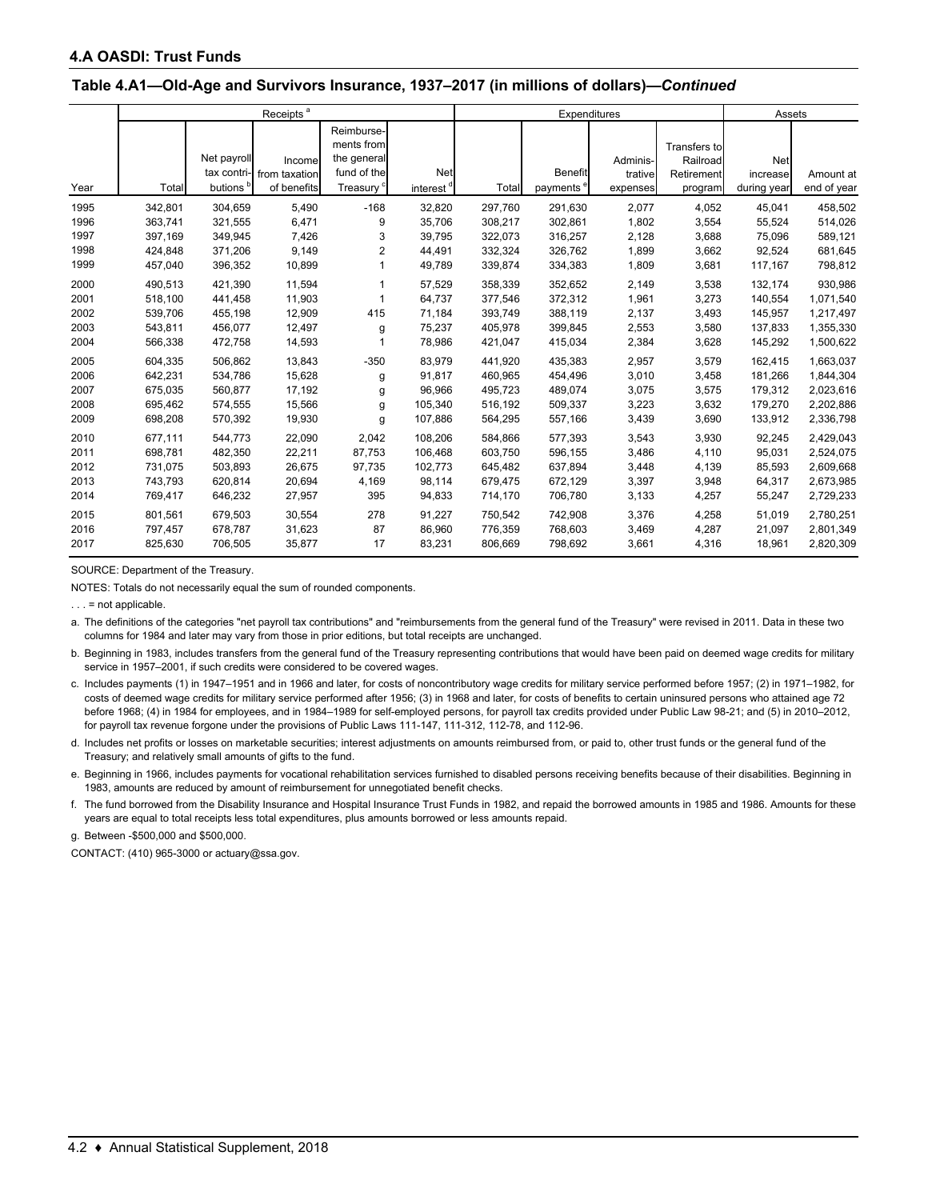## 4.A OASDI: Trust Funds

### Table 4.A1—Old-Age and Survivors Insurance, 1937–2017 (in millions of dollars)—*Continued*

| Year | Receipts [a] | | | | | Expenditures | | | | Assets | |
|---|---|---|---|---|---|---|---|---|---|---|---|
| | Total | Net payroll tax contributions [b] | Income from taxation of benefits | Reimbursements from the general fund of the Treasury [c] | Net interest [d] | Total | Benefit payments [e] | Administrative expenses | Transfers to Railroad Retirement program | Net increase during year | Amount at end of year |
| 1995 | 342,801 | 304,659 | 5,490 | -168 | 32,820 | 297,760 | 291,630 | 2,077 | 4,052 | 45,041 | 458,502 |
| 1996 | 363,741 | 321,555 | 6,471 | 9 | 35,706 | 308,217 | 302,861 | 1,802 | 3,554 | 55,524 | 514,026 |
| 1997 | 397,169 | 349,945 | 7,426 | 3 | 39,795 | 322,073 | 316,257 | 2,128 | 3,688 | 75,096 | 589,121 |
| 1998 | 424,848 | 371,206 | 9,149 | 2 | 44,491 | 332,324 | 326,762 | 1,899 | 3,662 | 92,524 | 681,645 |
| 1999 | 457,040 | 396,352 | 10,899 | 1 | 49,789 | 339,874 | 334,383 | 1,809 | 3,681 | 117,167 | 798,812 |
| 2000 | 490,513 | 421,390 | 11,594 | 1 | 57,529 | 358,339 | 352,652 | 2,149 | 3,538 | 132,174 | 930,986 |
| 2001 | 518,100 | 441,458 | 11,903 | 1 | 64,737 | 377,546 | 372,312 | 1,961 | 3,273 | 140,554 | 1,071,540 |
| 2002 | 539,706 | 455,198 | 12,909 | 415 | 71,184 | 393,749 | 388,119 | 2,137 | 3,493 | 145,957 | 1,217,497 |
| 2003 | 543,811 | 456,077 | 12,497 | g | 75,237 | 405,978 | 399,845 | 2,553 | 3,580 | 137,833 | 1,355,330 |
| 2004 | 566,338 | 472,758 | 14,593 | 1 | 78,986 | 421,047 | 415,034 | 2,384 | 3,628 | 145,292 | 1,500,622 |
| 2005 | 604,335 | 506,862 | 13,843 | -350 | 83,979 | 441,920 | 435,383 | 2,957 | 3,579 | 162,415 | 1,663,037 |
| 2006 | 642,231 | 534,786 | 15,628 | g | 91,817 | 460,965 | 454,496 | 3,010 | 3,458 | 181,266 | 1,844,304 |
| 2007 | 675,035 | 560,877 | 17,192 | g | 96,966 | 495,723 | 489,074 | 3,075 | 3,575 | 179,312 | 2,023,616 |
| 2008 | 695,462 | 574,555 | 15,566 | g | 105,340 | 516,192 | 509,337 | 3,223 | 3,632 | 179,270 | 2,202,886 |
| 2009 | 698,208 | 570,392 | 19,930 | g | 107,886 | 564,295 | 557,166 | 3,439 | 3,690 | 133,912 | 2,336,798 |
| 2010 | 677,111 | 544,773 | 22,090 | 2,042 | 108,206 | 584,866 | 577,393 | 3,543 | 3,930 | 92,245 | 2,429,043 |
| 2011 | 698,781 | 482,350 | 22,211 | 87,753 | 106,468 | 603,750 | 596,155 | 3,486 | 4,110 | 95,031 | 2,524,075 |
| 2012 | 731,075 | 503,893 | 26,675 | 97,735 | 102,773 | 645,482 | 637,894 | 3,448 | 4,139 | 85,593 | 2,609,668 |
| 2013 | 743,793 | 620,814 | 20,694 | 4,169 | 98,114 | 679,475 | 672,129 | 3,397 | 3,948 | 64,317 | 2,673,985 |
| 2014 | 769,417 | 646,232 | 27,957 | 395 | 94,833 | 714,170 | 706,780 | 3,133 | 4,257 | 55,247 | 2,729,233 |
| 2015 | 801,561 | 679,503 | 30,554 | 278 | 91,227 | 750,542 | 742,908 | 3,376 | 4,258 | 51,019 | 2,780,251 |
| 2016 | 797,457 | 678,787 | 31,623 | 87 | 86,960 | 776,359 | 768,603 | 3,469 | 4,287 | 21,097 | 2,801,349 |
| 2017 | 825,630 | 706,505 | 35,877 | 17 | 83,231 | 806,669 | 798,692 | 3,661 | 4,316 | 18,961 | 2,820,309 |

SOURCE: Department of the Treasury.

NOTES: Totals do not necessarily equal the sum of rounded components.

. . . = not applicable.

a. The definitions of the categories "net payroll tax contributions" and "reimbursements from the general fund of the Treasury" were revised in 2011. Data in these two columns for 1984 and later may vary from those in prior editions, but total receipts are unchanged.

b. Beginning in 1983, includes transfers from the general fund of the Treasury representing contributions that would have been paid on deemed wage credits for military service in 1957–2001, if such credits were considered to be covered wages.

c. Includes payments (1) in 1947–1951 and in 1966 and later, for costs of noncontributory wage credits for military service performed before 1957; (2) in 1971–1982, for costs of deemed wage credits for military service performed after 1956; (3) in 1968 and later, for costs of benefits to certain uninsured persons who attained age 72 before 1968; (4) in 1984 for employees, and in 1984–1989 for self-employed persons, for payroll tax credits provided under Public Law 98-21; and (5) in 2010–2012, for payroll tax revenue forgone under the provisions of Public Laws 111-147, 111-312, 112-78, and 112-96.

d. Includes net profits or losses on marketable securities; interest adjustments on amounts reimbursed from, or paid to, other trust funds or the general fund of the Treasury; and relatively small amounts of gifts to the fund.

e. Beginning in 1966, includes payments for vocational rehabilitation services furnished to disabled persons receiving benefits because of their disabilities. Beginning in 1983, amounts are reduced by amount of reimbursement for unnegotiated benefit checks.

f. The fund borrowed from the Disability Insurance and Hospital Insurance Trust Funds in 1982, and repaid the borrowed amounts in 1985 and 1986. Amounts for these years are equal to total receipts less total expenditures, plus amounts borrowed or less amounts repaid.

g. Between -\$500,000 and \$500,000.

CONTACT: (410) 965-3000 or actuary@ssa.gov.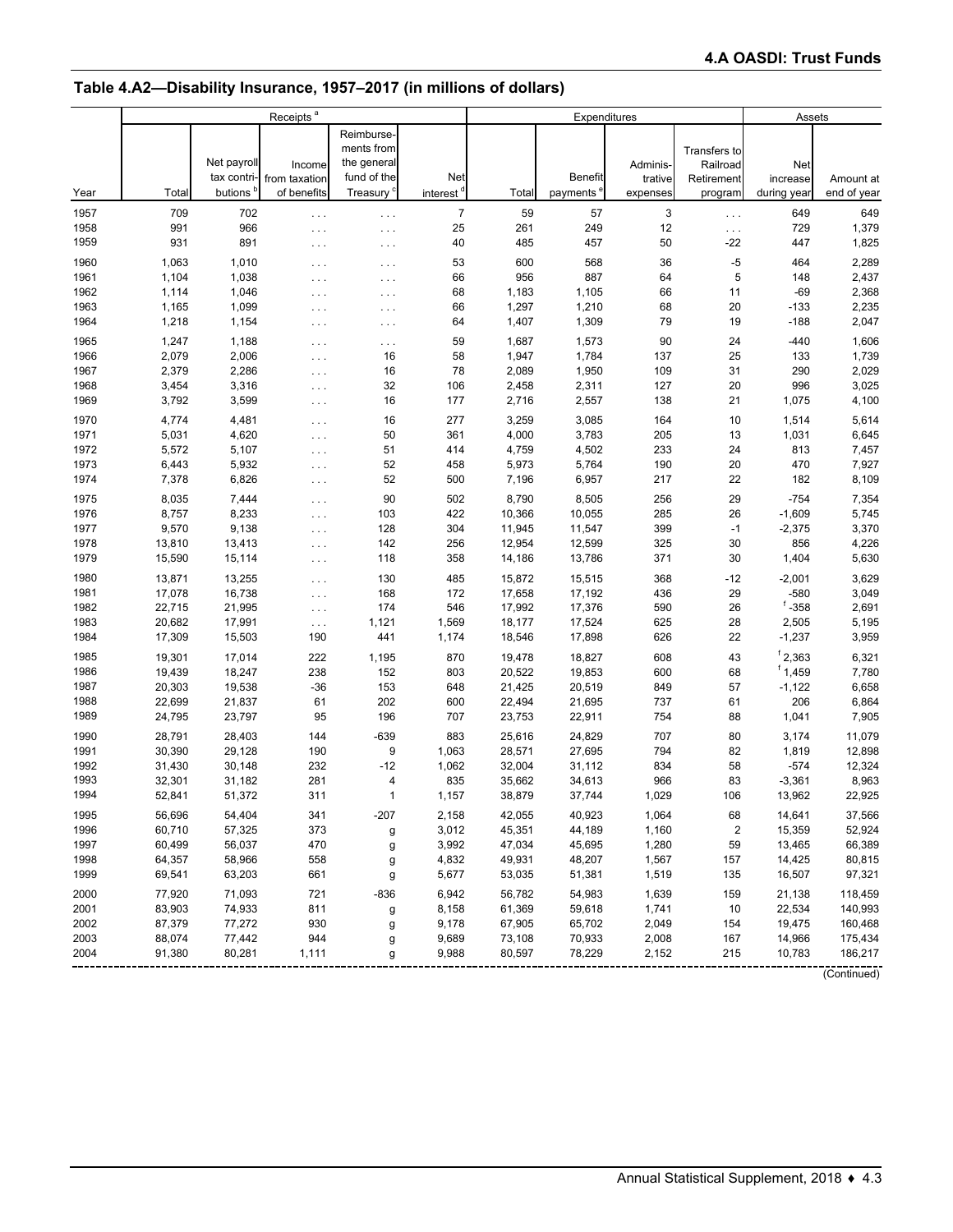## Table 4.A2—Disability Insurance, 1957–2017 (in millions of dollars)

| Year | Receipts [a] | | | | | Expenditures | | | | Assets | |
|---|---|---|---|---|---|---|---|---|---|---|---|
| | Total | Net payroll tax contributions [b] | Income from taxation of benefits | Reimbursements from the general fund of the Treasury [c] | Net interest [d] | Total | Benefit payments [e] | Administrative expenses | Transfers to Railroad Retirement program | Net increase during year | Amount at end of year |
| 1957 | 709 | 702 | . . . | . . . | 7 | 59 | 57 | 3 | . . . | 649 | 649 |
| 1958 | 991 | 966 | . . . | . . . | 25 | 261 | 249 | 12 | . . . | 729 | 1,379 |
| 1959 | 931 | 891 | . . . | . . . | 40 | 485 | 457 | 50 | -22 | 447 | 1,825 |
| 1960 | 1,063 | 1,010 | . . . | . . . | 53 | 600 | 568 | 36 | -5 | 464 | 2,289 |
| 1961 | 1,104 | 1,038 | . . . | . . . | 66 | 956 | 887 | 64 | 5 | 148 | 2,437 |
| 1962 | 1,114 | 1,046 | . . . | . . . | 68 | 1,183 | 1,105 | 66 | 11 | -69 | 2,368 |
| 1963 | 1,165 | 1,099 | . . . | . . . | 66 | 1,297 | 1,210 | 68 | 20 | -133 | 2,235 |
| 1964 | 1,218 | 1,154 | . . . | . . . | 64 | 1,407 | 1,309 | 79 | 19 | -188 | 2,047 |
| 1965 | 1,247 | 1,188 | . . . | . . . | 59 | 1,687 | 1,573 | 90 | 24 | -440 | 1,606 |
| 1966 | 2,079 | 2,006 | . . . | 16 | 58 | 1,947 | 1,784 | 137 | 25 | 133 | 1,739 |
| 1967 | 2,379 | 2,286 | . . . | 16 | 78 | 2,089 | 1,950 | 109 | 31 | 290 | 2,029 |
| 1968 | 3,454 | 3,316 | . . . | 32 | 106 | 2,458 | 2,311 | 127 | 20 | 996 | 3,025 |
| 1969 | 3,792 | 3,599 | . . . | 16 | 177 | 2,716 | 2,557 | 138 | 21 | 1,075 | 4,100 |
| 1970 | 4,774 | 4,481 | . . . | 16 | 277 | 3,259 | 3,085 | 164 | 10 | 1,514 | 5,614 |
| 1971 | 5,031 | 4,620 | . . . | 50 | 361 | 4,000 | 3,783 | 205 | 13 | 1,031 | 6,645 |
| 1972 | 5,572 | 5,107 | . . . | 51 | 414 | 4,759 | 4,502 | 233 | 24 | 813 | 7,457 |
| 1973 | 6,443 | 5,932 | . . . | 52 | 458 | 5,973 | 5,764 | 190 | 20 | 470 | 7,927 |
| 1974 | 7,378 | 6,826 | . . . | 52 | 500 | 7,196 | 6,957 | 217 | 22 | 182 | 8,109 |
| 1975 | 8,035 | 7,444 | . . . | 90 | 502 | 8,790 | 8,505 | 256 | 29 | -754 | 7,354 |
| 1976 | 8,757 | 8,233 | . . . | 103 | 422 | 10,366 | 10,055 | 285 | 26 | -1,609 | 5,745 |
| 1977 | 9,570 | 9,138 | . . . | 128 | 304 | 11,945 | 11,547 | 399 | -1 | -2,375 | 3,370 |
| 1978 | 13,810 | 13,413 | . . . | 142 | 256 | 12,954 | 12,599 | 325 | 30 | 856 | 4,226 |
| 1979 | 15,590 | 15,114 | . . . | 118 | 358 | 14,186 | 13,786 | 371 | 30 | 1,404 | 5,630 |
| 1980 | 13,871 | 13,255 | . . . | 130 | 485 | 15,872 | 15,515 | 368 | -12 | -2,001 | 3,629 |
| 1981 | 17,078 | 16,738 | . . . | 168 | 172 | 17,658 | 17,192 | 436 | 29 | -580 | 3,049 |
| 1982 | 22,715 | 21,995 | . . . | 174 | 546 | 17,992 | 17,376 | 590 | 26 | [f] -358 | 2,691 |
| 1983 | 20,682 | 17,991 | . . . | 1,121 | 1,569 | 18,177 | 17,524 | 625 | 28 | 2,505 | 5,195 |
| 1984 | 17,309 | 15,503 | 190 | 441 | 1,174 | 18,546 | 17,898 | 626 | 22 | -1,237 | 3,959 |
| 1985 | 19,301 | 17,014 | 222 | 1,195 | 870 | 19,478 | 18,827 | 608 | 43 | [f] 2,363 | 6,321 |
| 1986 | 19,439 | 18,247 | 238 | 152 | 803 | 20,522 | 19,853 | 600 | 68 | [f] 1,459 | 7,780 |
| 1987 | 20,303 | 19,538 | -36 | 153 | 648 | 21,425 | 20,519 | 849 | 57 | -1,122 | 6,658 |
| 1988 | 22,699 | 21,837 | 61 | 202 | 600 | 22,494 | 21,695 | 737 | 61 | 206 | 6,864 |
| 1989 | 24,795 | 23,797 | 95 | 196 | 707 | 23,753 | 22,911 | 754 | 88 | 1,041 | 7,905 |
| 1990 | 28,791 | 28,403 | 144 | -639 | 883 | 25,616 | 24,829 | 707 | 80 | 3,174 | 11,079 |
| 1991 | 30,390 | 29,128 | 190 | 9 | 1,063 | 28,571 | 27,695 | 794 | 82 | 1,819 | 12,898 |
| 1992 | 31,430 | 30,148 | 232 | -12 | 1,062 | 32,004 | 31,112 | 834 | 58 | -574 | 12,324 |
| 1993 | 32,301 | 31,182 | 281 | 4 | 835 | 35,662 | 34,613 | 966 | 83 | -3,361 | 8,963 |
| 1994 | 52,841 | 51,372 | 311 | 1 | 1,157 | 38,879 | 37,744 | 1,029 | 106 | 13,962 | 22,925 |
| 1995 | 56,696 | 54,404 | 341 | -207 | 2,158 | 42,055 | 40,923 | 1,064 | 68 | 14,641 | 37,566 |
| 1996 | 60,710 | 57,325 | 373 | g | 3,012 | 45,351 | 44,189 | 1,160 | 2 | 15,359 | 52,924 |
| 1997 | 60,499 | 56,037 | 470 | g | 3,992 | 47,034 | 45,695 | 1,280 | 59 | 13,465 | 66,389 |
| 1998 | 64,357 | 58,966 | 558 | g | 4,832 | 49,931 | 48,207 | 1,567 | 157 | 14,425 | 80,815 |
| 1999 | 69,541 | 63,203 | 661 | g | 5,677 | 53,035 | 51,381 | 1,519 | 135 | 16,507 | 97,321 |
| 2000 | 77,920 | 71,093 | 721 | -836 | 6,942 | 56,782 | 54,983 | 1,639 | 159 | 21,138 | 118,459 |
| 2001 | 83,903 | 74,933 | 811 | g | 8,158 | 61,369 | 59,618 | 1,741 | 10 | 22,534 | 140,993 |
| 2002 | 87,379 | 77,272 | 930 | g | 9,178 | 67,905 | 65,702 | 2,049 | 154 | 19,475 | 160,468 |
| 2003 | 88,074 | 77,442 | 944 | g | 9,689 | 73,108 | 70,933 | 2,008 | 167 | 14,966 | 175,434 |
| 2004 | 91,380 | 80,281 | 1,111 | g | 9,988 | 80,597 | 78,229 | 2,152 | 215 | 10,783 | 186,217 |

(Continued)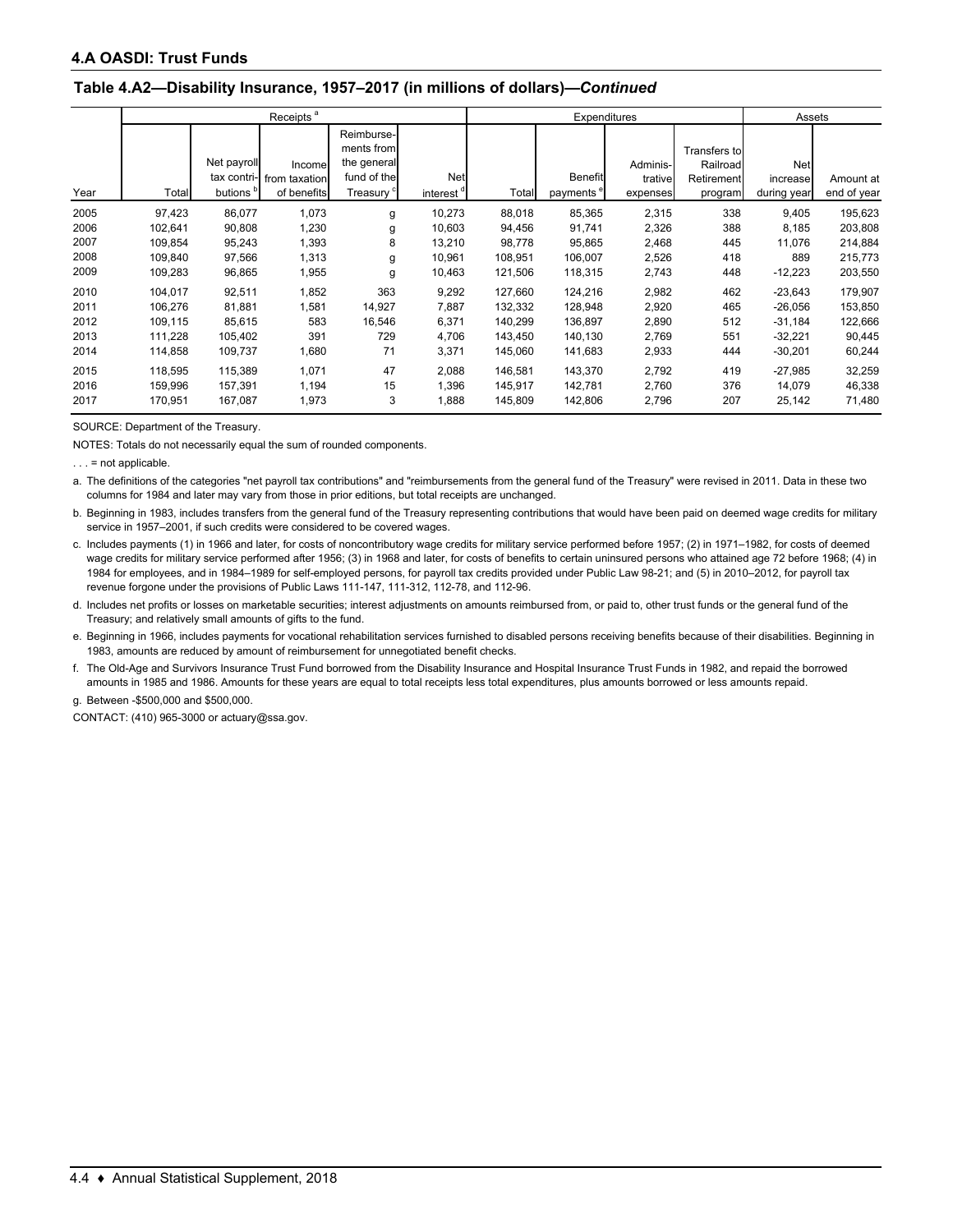## 4.A OASDI: Trust Funds

### Table 4.A2—Disability Insurance, 1957–2017 (in millions of dollars)—*Continued*

| Year | Receipts [a] | | | | | Expenditures | | | | Assets | |
|---|---|---|---|---|---|---|---|---|---|---|---|
| | Total | Net payroll tax contributions [b] | Income from taxation of benefits | Reimbursements from the general fund of the Treasury [c] | Net interest [d] | Total | Benefit payments [e] | Administrative expenses | Transfers to Railroad Retirement program | Net increase during year | Amount at end of year |
| 2005 | 97,423 | 86,077 | 1,073 | g | 10,273 | 88,018 | 85,365 | 2,315 | 338 | 9,405 | 195,623 |
| 2006 | 102,641 | 90,808 | 1,230 | g | 10,603 | 94,456 | 91,741 | 2,326 | 388 | 8,185 | 203,808 |
| 2007 | 109,854 | 95,243 | 1,393 | 8 | 13,210 | 98,778 | 95,865 | 2,468 | 445 | 11,076 | 214,884 |
| 2008 | 109,840 | 97,566 | 1,313 | g | 10,961 | 108,951 | 106,007 | 2,526 | 418 | 889 | 215,773 |
| 2009 | 109,283 | 96,865 | 1,955 | g | 10,463 | 121,506 | 118,315 | 2,743 | 448 | -12,223 | 203,550 |
| 2010 | 104,017 | 92,511 | 1,852 | 363 | 9,292 | 127,660 | 124,216 | 2,982 | 462 | -23,643 | 179,907 |
| 2011 | 106,276 | 81,881 | 1,581 | 14,927 | 7,887 | 132,332 | 128,948 | 2,920 | 465 | -26,056 | 153,850 |
| 2012 | 109,115 | 85,615 | 583 | 16,546 | 6,371 | 140,299 | 136,897 | 2,890 | 512 | -31,184 | 122,666 |
| 2013 | 111,228 | 105,402 | 391 | 729 | 4,706 | 143,450 | 140,130 | 2,769 | 551 | -32,221 | 90,445 |
| 2014 | 114,858 | 109,737 | 1,680 | 71 | 3,371 | 145,060 | 141,683 | 2,933 | 444 | -30,201 | 60,244 |
| 2015 | 118,595 | 115,389 | 1,071 | 47 | 2,088 | 146,581 | 143,370 | 2,792 | 419 | -27,985 | 32,259 |
| 2016 | 159,996 | 157,391 | 1,194 | 15 | 1,396 | 145,917 | 142,781 | 2,760 | 376 | 14,079 | 46,338 |
| 2017 | 170,951 | 167,087 | 1,973 | 3 | 1,888 | 145,809 | 142,806 | 2,796 | 207 | 25,142 | 71,480 |

SOURCE: Department of the Treasury.

NOTES: Totals do not necessarily equal the sum of rounded components.

. . . = not applicable.

a. The definitions of the categories "net payroll tax contributions" and "reimbursements from the general fund of the Treasury" were revised in 2011. Data in these two columns for 1984 and later may vary from those in prior editions, but total receipts are unchanged.

b. Beginning in 1983, includes transfers from the general fund of the Treasury representing contributions that would have been paid on deemed wage credits for military service in 1957–2001, if such credits were considered to be covered wages.

c. Includes payments (1) in 1966 and later, for costs of noncontributory wage credits for military service performed before 1957; (2) in 1971–1982, for costs of deemed wage credits for military service performed after 1956; (3) in 1968 and later, for costs of benefits to certain uninsured persons who attained age 72 before 1968; (4) in 1984 for employees, and in 1984–1989 for self-employed persons, for payroll tax credits provided under Public Law 98-21; and (5) in 2010–2012, for payroll tax revenue forgone under the provisions of Public Laws 111-147, 111-312, 112-78, and 112-96.

d. Includes net profits or losses on marketable securities; interest adjustments on amounts reimbursed from, or paid to, other trust funds or the general fund of the Treasury; and relatively small amounts of gifts to the fund.

e. Beginning in 1966, includes payments for vocational rehabilitation services furnished to disabled persons receiving benefits because of their disabilities. Beginning in 1983, amounts are reduced by amount of reimbursement for unnegotiated benefit checks.

f. The Old-Age and Survivors Insurance Trust Fund borrowed from the Disability Insurance and Hospital Insurance Trust Funds in 1982, and repaid the borrowed amounts in 1985 and 1986. Amounts for these years are equal to total receipts less total expenditures, plus amounts borrowed or less amounts repaid.

g. Between -$500,000 and $500,000.

CONTACT: (410) 965-3000 or actuary@ssa.gov.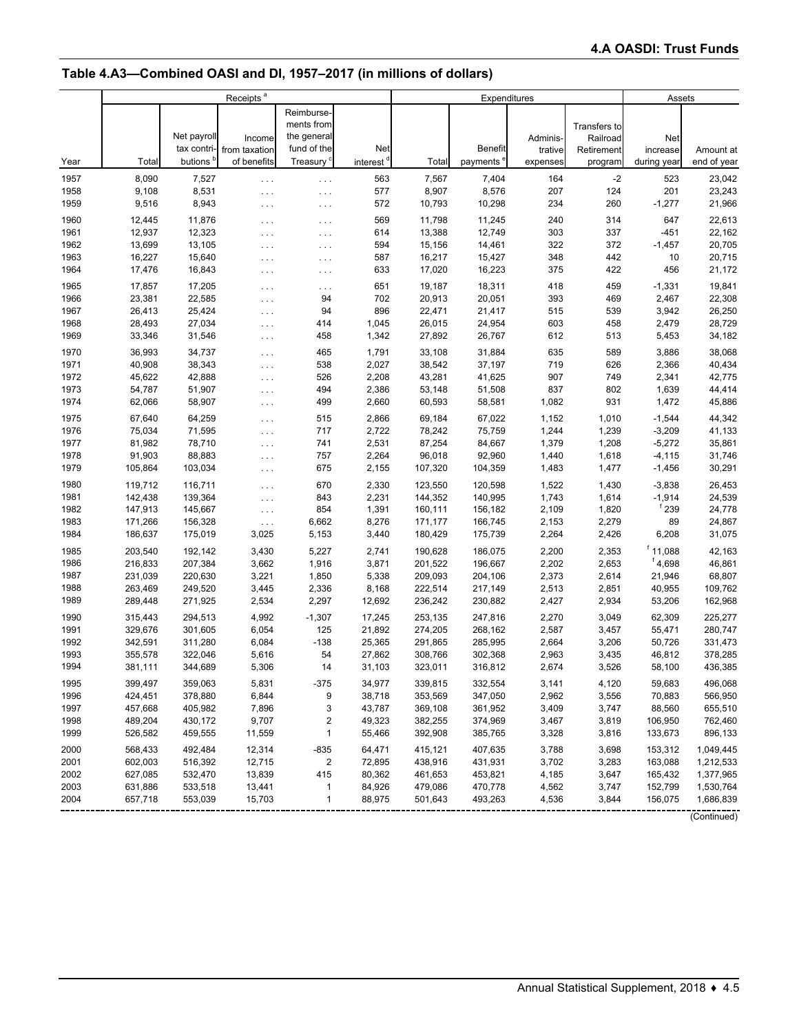## Table 4.A3—Combined OASI and DI, 1957–2017 (in millions of dollars)

| Year | Receipts [a] | | | | | Expenditures | | | | Assets | |
|---|---|---|---|---|---|---|---|---|---|---|---|
| | Total | Net payroll tax contributions [b] | Income from taxation of benefits | Reimbursements from the general fund of the Treasury [c] | Net interest [d] | Total | Benefit payments [e] | Administrative expenses | Transfers to Railroad Retirement program | Net increase during year | Amount at end of year |
| 1957 | 8,090 | 7,527 | . . . | . . . | 563 | 7,567 | 7,404 | 164 | -2 | 523 | 23,042 |
| 1958 | 9,108 | 8,531 | . . . | . . . | 577 | 8,907 | 8,576 | 207 | 124 | 201 | 23,243 |
| 1959 | 9,516 | 8,943 | . . . | . . . | 572 | 10,793 | 10,298 | 234 | 260 | -1,277 | 21,966 |
| 1960 | 12,445 | 11,876 | . . . | . . . | 569 | 11,798 | 11,245 | 240 | 314 | 647 | 22,613 |
| 1961 | 12,937 | 12,323 | . . . | . . . | 614 | 13,388 | 12,749 | 303 | 337 | -451 | 22,162 |
| 1962 | 13,699 | 13,105 | . . . | . . . | 594 | 15,156 | 14,461 | 322 | 372 | -1,457 | 20,705 |
| 1963 | 16,227 | 15,640 | . . . | . . . | 587 | 16,217 | 15,427 | 348 | 442 | 10 | 20,715 |
| 1964 | 17,476 | 16,843 | . . . | . . . | 633 | 17,020 | 16,223 | 375 | 422 | 456 | 21,172 |
| 1965 | 17,857 | 17,205 | . . . | . . . | 651 | 19,187 | 18,311 | 418 | 459 | -1,331 | 19,841 |
| 1966 | 23,381 | 22,585 | . . . | 94 | 702 | 20,913 | 20,051 | 393 | 469 | 2,467 | 22,308 |
| 1967 | 26,413 | 25,424 | . . . | 94 | 896 | 22,471 | 21,417 | 515 | 539 | 3,942 | 26,250 |
| 1968 | 28,493 | 27,034 | . . . | 414 | 1,045 | 26,015 | 24,954 | 603 | 458 | 2,479 | 28,729 |
| 1969 | 33,346 | 31,546 | . . . | 458 | 1,342 | 27,892 | 26,767 | 612 | 513 | 5,453 | 34,182 |
| 1970 | 36,993 | 34,737 | . . . | 465 | 1,791 | 33,108 | 31,884 | 635 | 589 | 3,886 | 38,068 |
| 1971 | 40,908 | 38,343 | . . . | 538 | 2,027 | 38,542 | 37,197 | 719 | 626 | 2,366 | 40,434 |
| 1972 | 45,622 | 42,888 | . . . | 526 | 2,208 | 43,281 | 41,625 | 907 | 749 | 2,341 | 42,775 |
| 1973 | 54,787 | 51,907 | . . . | 494 | 2,386 | 53,148 | 51,508 | 837 | 802 | 1,639 | 44,414 |
| 1974 | 62,066 | 58,907 | . . . | 499 | 2,660 | 60,593 | 58,581 | 1,082 | 931 | 1,472 | 45,886 |
| 1975 | 67,640 | 64,259 | . . . | 515 | 2,866 | 69,184 | 67,022 | 1,152 | 1,010 | -1,544 | 44,342 |
| 1976 | 75,034 | 71,595 | . . . | 717 | 2,722 | 78,242 | 75,759 | 1,244 | 1,239 | -3,209 | 41,133 |
| 1977 | 81,982 | 78,710 | . . . | 741 | 2,531 | 87,254 | 84,667 | 1,379 | 1,208 | -5,272 | 35,861 |
| 1978 | 91,903 | 88,883 | . . . | 757 | 2,264 | 96,018 | 92,960 | 1,440 | 1,618 | -4,115 | 31,746 |
| 1979 | 105,864 | 103,034 | . . . | 675 | 2,155 | 107,320 | 104,359 | 1,483 | 1,477 | -1,456 | 30,291 |
| 1980 | 119,712 | 116,711 | . . . | 670 | 2,330 | 123,550 | 120,598 | 1,522 | 1,430 | -3,838 | 26,453 |
| 1981 | 142,438 | 139,364 | . . . | 843 | 2,231 | 144,352 | 140,995 | 1,743 | 1,614 | -1,914 | 24,539 |
| 1982 | 147,913 | 145,667 | . . . | 854 | 1,391 | 160,111 | 156,182 | 2,109 | 1,820 | [f] 239 | 24,778 |
| 1983 | 171,266 | 156,328 | . . . | 6,662 | 8,276 | 171,177 | 166,745 | 2,153 | 2,279 | 89 | 24,867 |
| 1984 | 186,637 | 175,019 | 3,025 | 5,153 | 3,440 | 180,429 | 175,739 | 2,264 | 2,426 | 6,208 | 31,075 |
| 1985 | 203,540 | 192,142 | 3,430 | 5,227 | 2,741 | 190,628 | 186,075 | 2,200 | 2,353 | [f] 11,088 | 42,163 |
| 1986 | 216,833 | 207,384 | 3,662 | 1,916 | 3,871 | 201,522 | 196,667 | 2,202 | 2,653 | [f] 4,698 | 46,861 |
| 1987 | 231,039 | 220,630 | 3,221 | 1,850 | 5,338 | 209,093 | 204,106 | 2,373 | 2,614 | 21,946 | 68,807 |
| 1988 | 263,469 | 249,520 | 3,445 | 2,336 | 8,168 | 222,514 | 217,149 | 2,513 | 2,851 | 40,955 | 109,762 |
| 1989 | 289,448 | 271,925 | 2,534 | 2,297 | 12,692 | 236,242 | 230,882 | 2,427 | 2,934 | 53,206 | 162,968 |
| 1990 | 315,443 | 294,513 | 4,992 | -1,307 | 17,245 | 253,135 | 247,816 | 2,270 | 3,049 | 62,309 | 225,277 |
| 1991 | 329,676 | 301,605 | 6,054 | 125 | 21,892 | 274,205 | 268,162 | 2,587 | 3,457 | 55,471 | 280,747 |
| 1992 | 342,591 | 311,280 | 6,084 | -138 | 25,365 | 291,865 | 285,995 | 2,664 | 3,206 | 50,726 | 331,473 |
| 1993 | 355,578 | 322,046 | 5,616 | 54 | 27,862 | 308,766 | 302,368 | 2,963 | 3,435 | 46,812 | 378,285 |
| 1994 | 381,111 | 344,689 | 5,306 | 14 | 31,103 | 323,011 | 316,812 | 2,674 | 3,526 | 58,100 | 436,385 |
| 1995 | 399,497 | 359,063 | 5,831 | -375 | 34,977 | 339,815 | 332,554 | 3,141 | 4,120 | 59,683 | 496,068 |
| 1996 | 424,451 | 378,880 | 6,844 | 9 | 38,718 | 353,569 | 347,050 | 2,962 | 3,556 | 70,883 | 566,950 |
| 1997 | 457,668 | 405,982 | 7,896 | 3 | 43,787 | 369,108 | 361,952 | 3,409 | 3,747 | 88,560 | 655,510 |
| 1998 | 489,204 | 430,172 | 9,707 | 2 | 49,323 | 382,255 | 374,969 | 3,467 | 3,819 | 106,950 | 762,460 |
| 1999 | 526,582 | 459,555 | 11,559 | 1 | 55,466 | 392,908 | 385,765 | 3,328 | 3,816 | 133,673 | 896,133 |
| 2000 | 568,433 | 492,484 | 12,314 | -835 | 64,471 | 415,121 | 407,635 | 3,788 | 3,698 | 153,312 | 1,049,445 |
| 2001 | 602,003 | 516,392 | 12,715 | 2 | 72,895 | 438,916 | 431,931 | 3,702 | 3,283 | 163,088 | 1,212,533 |
| 2002 | 627,085 | 532,470 | 13,839 | 415 | 80,362 | 461,653 | 453,821 | 4,185 | 3,647 | 165,432 | 1,377,965 |
| 2003 | 631,886 | 533,518 | 13,441 | 1 | 84,926 | 479,086 | 470,778 | 4,562 | 3,747 | 152,799 | 1,530,764 |
| 2004 | 657,718 | 553,039 | 15,703 | 1 | 88,975 | 501,643 | 493,263 | 4,536 | 3,844 | 156,075 | 1,686,839 |

(Continued)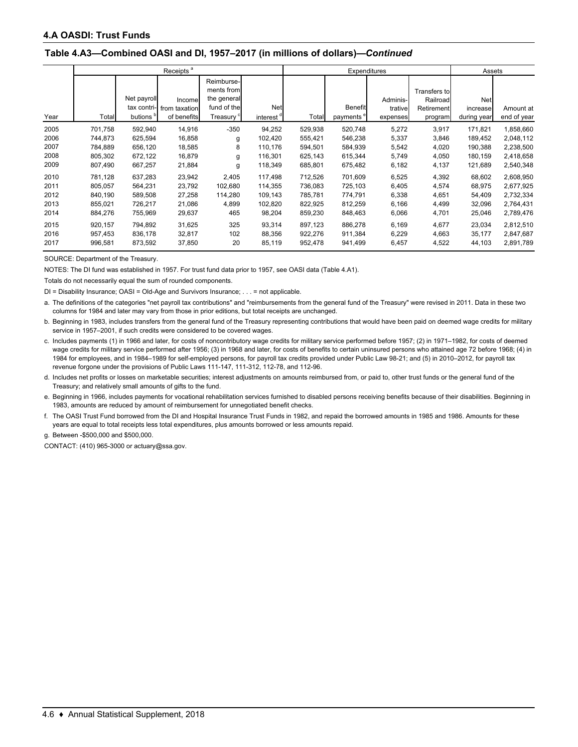## 4.A OASDI: Trust Funds

### Table 4.A3—Combined OASI and DI, 1957–2017 (in millions of dollars)—*Continued*

| Year | Receipts [a] | | | | | Expenditures | | | | Assets | |
|---|---|---|---|---|---|---|---|---|---|---|---|
| | Total | Net payroll tax contributions [b] | Income from taxation of benefits | Reimbursements from the general fund of the Treasury [c] | Net interest [d] | Total | Benefit payments [e] | Administrative expenses | Transfers to Railroad Retirement program | Net increase during year | Amount at end of year |
| 2005 | 701,758 | 592,940 | 14,916 | -350 | 94,252 | 529,938 | 520,748 | 5,272 | 3,917 | 171,821 | 1,858,660 |
| 2006 | 744,873 | 625,594 | 16,858 | g | 102,420 | 555,421 | 546,238 | 5,337 | 3,846 | 189,452 | 2,048,112 |
| 2007 | 784,889 | 656,120 | 18,585 | 8 | 110,176 | 594,501 | 584,939 | 5,542 | 4,020 | 190,388 | 2,238,500 |
| 2008 | 805,302 | 672,122 | 16,879 | g | 116,301 | 625,143 | 615,344 | 5,749 | 4,050 | 180,159 | 2,418,658 |
| 2009 | 807,490 | 667,257 | 21,884 | g | 118,349 | 685,801 | 675,482 | 6,182 | 4,137 | 121,689 | 2,540,348 |
| 2010 | 781,128 | 637,283 | 23,942 | 2,405 | 117,498 | 712,526 | 701,609 | 6,525 | 4,392 | 68,602 | 2,608,950 |
| 2011 | 805,057 | 564,231 | 23,792 | 102,680 | 114,355 | 736,083 | 725,103 | 6,405 | 4,574 | 68,975 | 2,677,925 |
| 2012 | 840,190 | 589,508 | 27,258 | 114,280 | 109,143 | 785,781 | 774,791 | 6,338 | 4,651 | 54,409 | 2,732,334 |
| 2013 | 855,021 | 726,217 | 21,086 | 4,899 | 102,820 | 822,925 | 812,259 | 6,166 | 4,499 | 32,096 | 2,764,431 |
| 2014 | 884,276 | 755,969 | 29,637 | 465 | 98,204 | 859,230 | 848,463 | 6,066 | 4,701 | 25,046 | 2,789,476 |
| 2015 | 920,157 | 794,892 | 31,625 | 325 | 93,314 | 897,123 | 886,278 | 6,169 | 4,677 | 23,034 | 2,812,510 |
| 2016 | 957,453 | 836,178 | 32,817 | 102 | 88,356 | 922,276 | 911,384 | 6,229 | 4,663 | 35,177 | 2,847,687 |
| 2017 | 996,581 | 873,592 | 37,850 | 20 | 85,119 | 952,478 | 941,499 | 6,457 | 4,522 | 44,103 | 2,891,789 |

SOURCE: Department of the Treasury.

NOTES: The DI fund was established in 1957. For trust fund data prior to 1957, see OASI data (Table 4.A1).

Totals do not necessarily equal the sum of rounded components.

DI = Disability Insurance; OASI = Old-Age and Survivors Insurance; . . . = not applicable.

a. The definitions of the categories "net payroll tax contributions" and "reimbursements from the general fund of the Treasury" were revised in 2011. Data in these two columns for 1984 and later may vary from those in prior editions, but total receipts are unchanged.

b. Beginning in 1983, includes transfers from the general fund of the Treasury representing contributions that would have been paid on deemed wage credits for military service in 1957–2001, if such credits were considered to be covered wages.

c. Includes payments (1) in 1966 and later, for costs of noncontributory wage credits for military service performed before 1957; (2) in 1971–1982, for costs of deemed wage credits for military service performed after 1956; (3) in 1968 and later, for costs of benefits to certain uninsured persons who attained age 72 before 1968; (4) in 1984 for employees, and in 1984–1989 for self-employed persons, for payroll tax credits provided under Public Law 98-21; and (5) in 2010–2012, for payroll tax revenue forgone under the provisions of Public Laws 111-147, 111-312, 112-78, and 112-96.

d. Includes net profits or losses on marketable securities; interest adjustments on amounts reimbursed from, or paid to, other trust funds or the general fund of the Treasury; and relatively small amounts of gifts to the fund.

e. Beginning in 1966, includes payments for vocational rehabilitation services furnished to disabled persons receiving benefits because of their disabilities. Beginning in 1983, amounts are reduced by amount of reimbursement for unnegotiated benefit checks.

f. The OASI Trust Fund borrowed from the DI and Hospital Insurance Trust Funds in 1982, and repaid the borrowed amounts in 1985 and 1986. Amounts for these years are equal to total receipts less total expenditures, plus amounts borrowed or less amounts repaid.

g. Between -$500,000 and $500,000.

CONTACT: (410) 965-3000 or actuary@ssa.gov.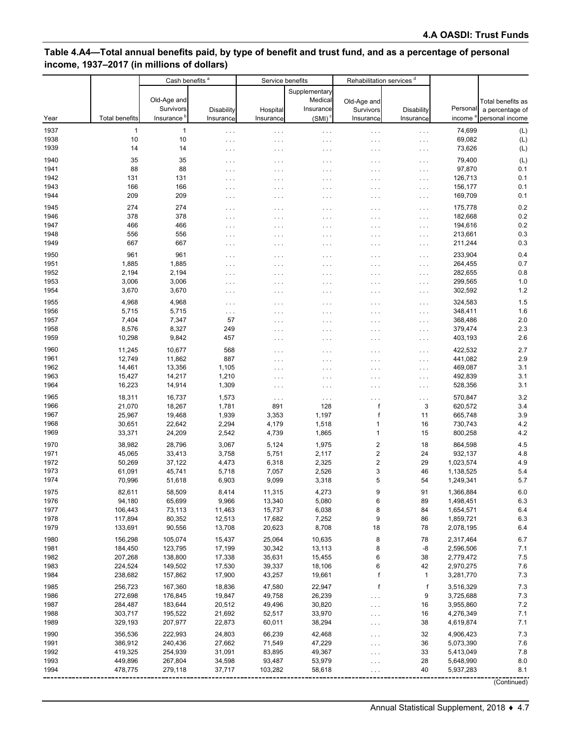## Table 4.A4—Total annual benefits paid, by type of benefit and trust fund, and as a percentage of personal income, 1937–2017 (in millions of dollars)

| Year | Total benefits | Cash benefits [a] | | Service benefits | | Rehabilitation services [d] | | Personal income [e] | Total benefits as a percentage of personal income |
|---|---|---|---|---|---|---|---|---|---|
| | | Old-Age and Survivors Insurance [b] | Disability Insurance | Hospital Insurance | Supplementary Medical Insurance (SMI) [c] | Old-Age and Survivors Insurance | Disability Insurance | | |
| 1937 | 1 | 1 | . . . | . . . | . . . | . . . | . . . | 74,699 | (L) |
| 1938 | 10 | 10 | . . . | . . . | . . . | . . . | . . . | 69,082 | (L) |
| 1939 | 14 | 14 | . . . | . . . | . . . | . . . | . . . | 73,626 | (L) |
| 1940 | 35 | 35 | . . . | . . . | . . . | . . . | . . . | 79,400 | (L) |
| 1941 | 88 | 88 | . . . | . . . | . . . | . . . | . . . | 97,870 | 0.1 |
| 1942 | 131 | 131 | . . . | . . . | . . . | . . . | . . . | 126,713 | 0.1 |
| 1943 | 166 | 166 | . . . | . . . | . . . | . . . | . . . | 156,177 | 0.1 |
| 1944 | 209 | 209 | . . . | . . . | . . . | . . . | . . . | 169,709 | 0.1 |
| 1945 | 274 | 274 | . . . | . . . | . . . | . . . | . . . | 175,778 | 0.2 |
| 1946 | 378 | 378 | . . . | . . . | . . . | . . . | . . . | 182,668 | 0.2 |
| 1947 | 466 | 466 | . . . | . . . | . . . | . . . | . . . | 194,616 | 0.2 |
| 1948 | 556 | 556 | . . . | . . . | . . . | . . . | . . . | 213,661 | 0.3 |
| 1949 | 667 | 667 | . . . | . . . | . . . | . . . | . . . | 211,244 | 0.3 |
| 1950 | 961 | 961 | . . . | . . . | . . . | . . . | . . . | 233,904 | 0.4 |
| 1951 | 1,885 | 1,885 | . . . | . . . | . . . | . . . | . . . | 264,455 | 0.7 |
| 1952 | 2,194 | 2,194 | . . . | . . . | . . . | . . . | . . . | 282,655 | 0.8 |
| 1953 | 3,006 | 3,006 | . . . | . . . | . . . | . . . | . . . | 299,565 | 1.0 |
| 1954 | 3,670 | 3,670 | . . . | . . . | . . . | . . . | . . . | 302,592 | 1.2 |
| 1955 | 4,968 | 4,968 | . . . | . . . | . . . | . . . | . . . | 324,583 | 1.5 |
| 1956 | 5,715 | 5,715 | . . . | . . . | . . . | . . . | . . . | 348,411 | 1.6 |
| 1957 | 7,404 | 7,347 | 57 | . . . | . . . | . . . | . . . | 368,486 | 2.0 |
| 1958 | 8,576 | 8,327 | 249 | . . . | . . . | . . . | . . . | 379,474 | 2.3 |
| 1959 | 10,298 | 9,842 | 457 | . . . | . . . | . . . | . . . | 403,193 | 2.6 |
| 1960 | 11,245 | 10,677 | 568 | . . . | . . . | . . . | . . . | 422,532 | 2.7 |
| 1961 | 12,749 | 11,862 | 887 | . . . | . . . | . . . | . . . | 441,082 | 2.9 |
| 1962 | 14,461 | 13,356 | 1,105 | . . . | . . . | . . . | . . . | 469,087 | 3.1 |
| 1963 | 15,427 | 14,217 | 1,210 | . . . | . . . | . . . | . . . | 492,839 | 3.1 |
| 1964 | 16,223 | 14,914 | 1,309 | . . . | . . . | . . . | . . . | 528,356 | 3.1 |
| 1965 | 18,311 | 16,737 | 1,573 | . . . | . . . | . . . | . . . | 570,847 | 3.2 |
| 1966 | 21,070 | 18,267 | 1,781 | 891 | 128 | f | 3 | 620,572 | 3.4 |
| 1967 | 25,967 | 19,468 | 1,939 | 3,353 | 1,197 | f | 11 | 665,748 | 3.9 |
| 1968 | 30,651 | 22,642 | 2,294 | 4,179 | 1,518 | 1 | 16 | 730,743 | 4.2 |
| 1969 | 33,371 | 24,209 | 2,542 | 4,739 | 1,865 | 1 | 15 | 800,258 | 4.2 |
| 1970 | 38,982 | 28,796 | 3,067 | 5,124 | 1,975 | 2 | 18 | 864,598 | 4.5 |
| 1971 | 45,065 | 33,413 | 3,758 | 5,751 | 2,117 | 2 | 24 | 932,137 | 4.8 |
| 1972 | 50,269 | 37,122 | 4,473 | 6,318 | 2,325 | 2 | 29 | 1,023,574 | 4.9 |
| 1973 | 61,091 | 45,741 | 5,718 | 7,057 | 2,526 | 3 | 46 | 1,138,525 | 5.4 |
| 1974 | 70,996 | 51,618 | 6,903 | 9,099 | 3,318 | 5 | 54 | 1,249,341 | 5.7 |
| 1975 | 82,611 | 58,509 | 8,414 | 11,315 | 4,273 | 9 | 91 | 1,366,884 | 6.0 |
| 1976 | 94,180 | 65,699 | 9,966 | 13,340 | 5,080 | 6 | 89 | 1,498,451 | 6.3 |
| 1977 | 106,443 | 73,113 | 11,463 | 15,737 | 6,038 | 8 | 84 | 1,654,571 | 6.4 |
| 1978 | 117,894 | 80,352 | 12,513 | 17,682 | 7,252 | 9 | 86 | 1,859,721 | 6.3 |
| 1979 | 133,691 | 90,556 | 13,708 | 20,623 | 8,708 | 18 | 78 | 2,078,195 | 6.4 |
| 1980 | 156,298 | 105,074 | 15,437 | 25,064 | 10,635 | 8 | 78 | 2,317,464 | 6.7 |
| 1981 | 184,450 | 123,795 | 17,199 | 30,342 | 13,113 | 8 | -8 | 2,596,506 | 7.1 |
| 1982 | 207,268 | 138,800 | 17,338 | 35,631 | 15,455 | 6 | 38 | 2,779,472 | 7.5 |
| 1983 | 224,524 | 149,502 | 17,530 | 39,337 | 18,106 | 6 | 42 | 2,970,275 | 7.6 |
| 1984 | 238,682 | 157,862 | 17,900 | 43,257 | 19,661 | f | 1 | 3,281,770 | 7.3 |
| 1985 | 256,723 | 167,360 | 18,836 | 47,580 | 22,947 | f | f | 3,516,329 | 7.3 |
| 1986 | 272,698 | 176,845 | 19,847 | 49,758 | 26,239 | . . . | 9 | 3,725,688 | 7.3 |
| 1987 | 284,487 | 183,644 | 20,512 | 49,496 | 30,820 | . . . | 16 | 3,955,860 | 7.2 |
| 1988 | 303,717 | 195,522 | 21,692 | 52,517 | 33,970 | . . . | 16 | 4,276,349 | 7.1 |
| 1989 | 329,193 | 207,977 | 22,873 | 60,011 | 38,294 | . . . | 38 | 4,619,874 | 7.1 |
| 1990 | 356,536 | 222,993 | 24,803 | 66,239 | 42,468 | . . . | 32 | 4,906,423 | 7.3 |
| 1991 | 386,912 | 240,436 | 27,662 | 71,549 | 47,229 | . . . | 36 | 5,073,390 | 7.6 |
| 1992 | 419,325 | 254,939 | 31,091 | 83,895 | 49,367 | . . . | 33 | 5,413,049 | 7.8 |
| 1993 | 449,896 | 267,804 | 34,598 | 93,487 | 53,979 | . . . | 28 | 5,648,990 | 8.0 |
| 1994 | 478,775 | 279,118 | 37,717 | 103,282 | 58,618 | . . . | 40 | 5,937,283 | 8.1 |

(Continued)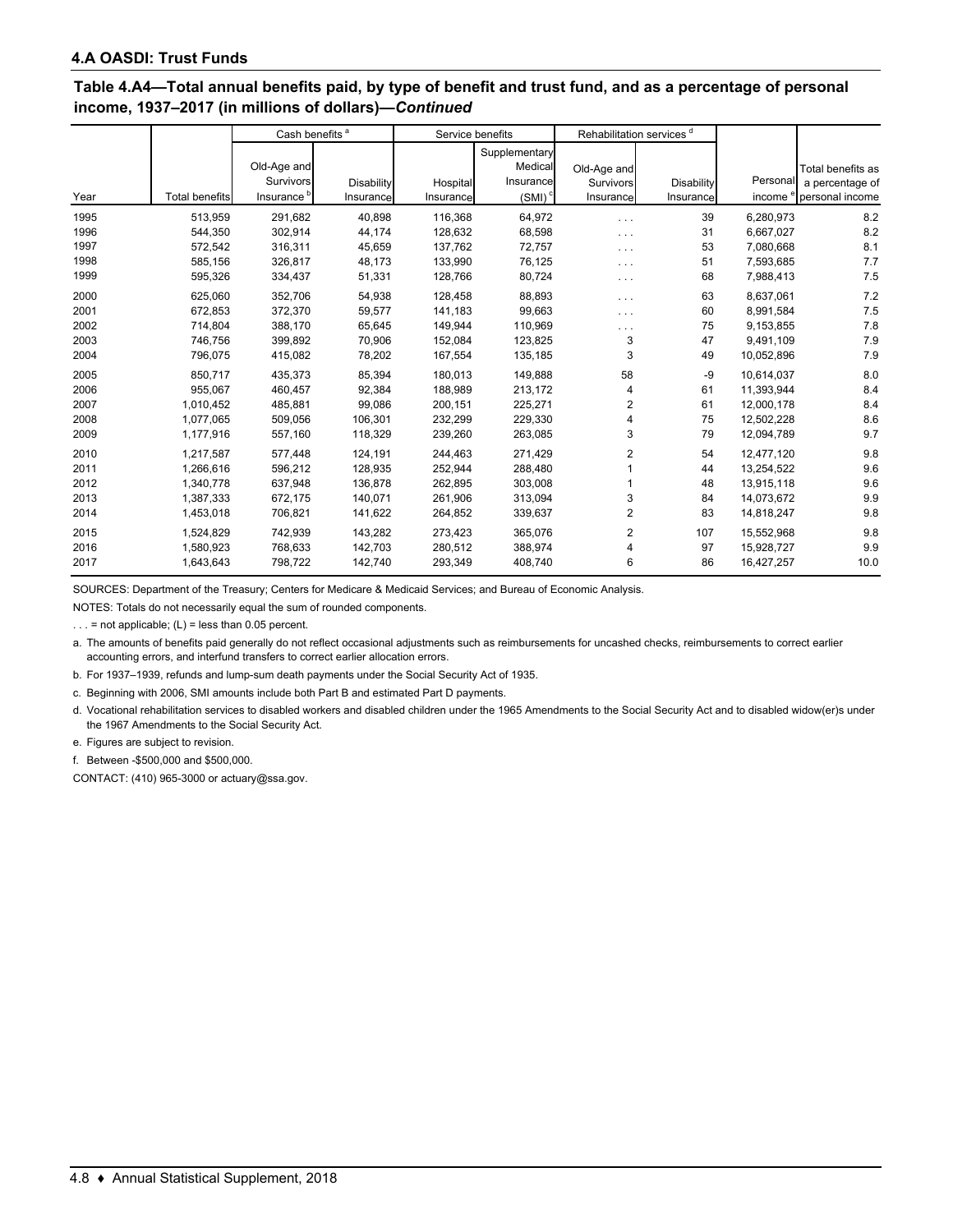## 4.A OASDI: Trust Funds

### Table 4.A4—Total annual benefits paid, by type of benefit and trust fund, and as a percentage of personal income, 1937–2017 (in millions of dollars)—*Continued*

| | | Cash benefits [a] | | Service benefits | | Rehabilitation services [d] | | | |
|---|---|---|---|---|---|---|---|---|---|
| Year | Total benefits | Old-Age and Survivors Insurance [b] | Disability Insurance | Hospital Insurance | Supplementary Medical Insurance (SMI) [c] | Old-Age and Survivors Insurance | Disability Insurance | Personal income [e] | Total benefits as a percentage of personal income |
| 1995 | 513,959 | 291,682 | 40,898 | 116,368 | 64,972 | . . . | 39 | 6,280,973 | 8.2 |
| 1996 | 544,350 | 302,914 | 44,174 | 128,632 | 68,598 | . . . | 31 | 6,667,027 | 8.2 |
| 1997 | 572,542 | 316,311 | 45,659 | 137,762 | 72,757 | . . . | 53 | 7,080,668 | 8.1 |
| 1998 | 585,156 | 326,817 | 48,173 | 133,990 | 76,125 | . . . | 51 | 7,593,685 | 7.7 |
| 1999 | 595,326 | 334,437 | 51,331 | 128,766 | 80,724 | . . . | 68 | 7,988,413 | 7.5 |
| 2000 | 625,060 | 352,706 | 54,938 | 128,458 | 88,893 | . . . | 63 | 8,637,061 | 7.2 |
| 2001 | 672,853 | 372,370 | 59,577 | 141,183 | 99,663 | . . . | 60 | 8,991,584 | 7.5 |
| 2002 | 714,804 | 388,170 | 65,645 | 149,944 | 110,969 | . . . | 75 | 9,153,855 | 7.8 |
| 2003 | 746,756 | 399,892 | 70,906 | 152,084 | 123,825 | 3 | 47 | 9,491,109 | 7.9 |
| 2004 | 796,075 | 415,082 | 78,202 | 167,554 | 135,185 | 3 | 49 | 10,052,896 | 7.9 |
| 2005 | 850,717 | 435,373 | 85,394 | 180,013 | 149,888 | 58 | -9 | 10,614,037 | 8.0 |
| 2006 | 955,067 | 460,457 | 92,384 | 188,989 | 213,172 | 4 | 61 | 11,393,944 | 8.4 |
| 2007 | 1,010,452 | 485,881 | 99,086 | 200,151 | 225,271 | 2 | 61 | 12,000,178 | 8.4 |
| 2008 | 1,077,065 | 509,056 | 106,301 | 232,299 | 229,330 | 4 | 75 | 12,502,228 | 8.6 |
| 2009 | 1,177,916 | 557,160 | 118,329 | 239,260 | 263,085 | 3 | 79 | 12,094,789 | 9.7 |
| 2010 | 1,217,587 | 577,448 | 124,191 | 244,463 | 271,429 | 2 | 54 | 12,477,120 | 9.8 |
| 2011 | 1,266,616 | 596,212 | 128,935 | 252,944 | 288,480 | 1 | 44 | 13,254,522 | 9.6 |
| 2012 | 1,340,778 | 637,948 | 136,878 | 262,895 | 303,008 | 1 | 48 | 13,915,118 | 9.6 |
| 2013 | 1,387,333 | 672,175 | 140,071 | 261,906 | 313,094 | 3 | 84 | 14,073,672 | 9.9 |
| 2014 | 1,453,018 | 706,821 | 141,622 | 264,852 | 339,637 | 2 | 83 | 14,818,247 | 9.8 |
| 2015 | 1,524,829 | 742,939 | 143,282 | 273,423 | 365,076 | 2 | 107 | 15,552,968 | 9.8 |
| 2016 | 1,580,923 | 768,633 | 142,703 | 280,512 | 388,974 | 4 | 97 | 15,928,727 | 9.9 |
| 2017 | 1,643,643 | 798,722 | 142,740 | 293,349 | 408,740 | 6 | 86 | 16,427,257 | 10.0 |

SOURCES: Department of the Treasury; Centers for Medicare & Medicaid Services; and Bureau of Economic Analysis.

NOTES: Totals do not necessarily equal the sum of rounded components.

. . . = not applicable; (L) = less than 0.05 percent.

a. The amounts of benefits paid generally do not reflect occasional adjustments such as reimbursements for uncashed checks, reimbursements to correct earlier accounting errors, and interfund transfers to correct earlier allocation errors.

b. For 1937–1939, refunds and lump-sum death payments under the Social Security Act of 1935.

c. Beginning with 2006, SMI amounts include both Part B and estimated Part D payments.

d. Vocational rehabilitation services to disabled workers and disabled children under the 1965 Amendments to the Social Security Act and to disabled widow(er)s under the 1967 Amendments to the Social Security Act.

e. Figures are subject to revision.

f. Between -$500,000 and $500,000.

CONTACT: (410) 965-3000 or actuary@ssa.gov.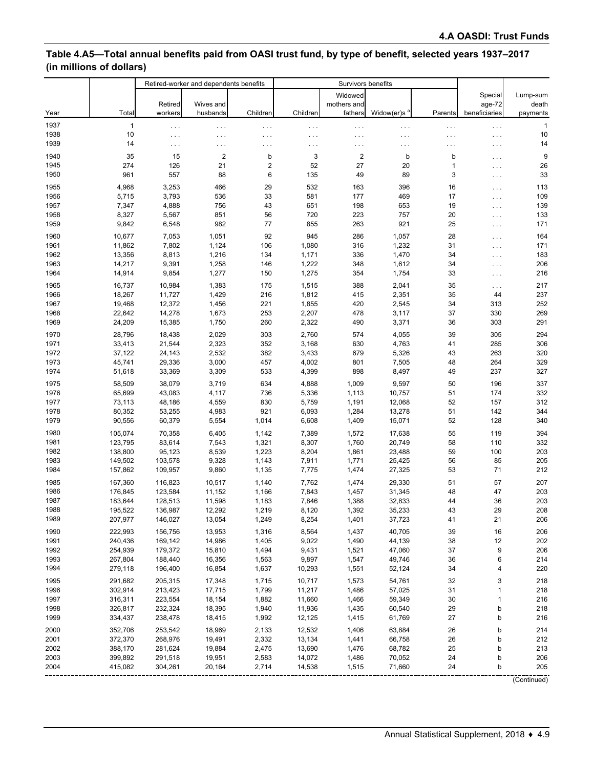## Table 4.A5—Total annual benefits paid from OASI trust fund, by type of benefit, selected years 1937–2017 (in millions of dollars)

| Year | Total | Retired-worker and dependents benefits | | | Survivors benefits | | | | Special age-72 beneficiaries | Lump-sum death payments |
|---|---|---|---|---|---|---|---|---|---|---|
| | | Retired workers | Wives and husbands | Children | Children | Widowed mothers and fathers | Widow(er)s [a] | Parents | | |
| 1937 | 1 | . . . | . . . | . . . | . . . | . . . | . . . | . . . | . . . | 1 |
| 1938 | 10 | . . . | . . . | . . . | . . . | . . . | . . . | . . . | . . . | 10 |
| 1939 | 14 | . . . | . . . | . . . | . . . | . . . | . . . | . . . | . . . | 14 |
| 1940 | 35 | 15 | 2 | b | 3 | 2 | b | b | . . . | 9 |
| 1945 | 274 | 126 | 21 | 2 | 52 | 27 | 20 | 1 | . . . | 26 |
| 1950 | 961 | 557 | 88 | 6 | 135 | 49 | 89 | 3 | . . . | 33 |
| 1955 | 4,968 | 3,253 | 466 | 29 | 532 | 163 | 396 | 16 | . . . | 113 |
| 1956 | 5,715 | 3,793 | 536 | 33 | 581 | 177 | 469 | 17 | . . . | 109 |
| 1957 | 7,347 | 4,888 | 756 | 43 | 651 | 198 | 653 | 19 | . . . | 139 |
| 1958 | 8,327 | 5,567 | 851 | 56 | 720 | 223 | 757 | 20 | . . . | 133 |
| 1959 | 9,842 | 6,548 | 982 | 77 | 855 | 263 | 921 | 25 | . . . | 171 |
| 1960 | 10,677 | 7,053 | 1,051 | 92 | 945 | 286 | 1,057 | 28 | . . . | 164 |
| 1961 | 11,862 | 7,802 | 1,124 | 106 | 1,080 | 316 | 1,232 | 31 | . . . | 171 |
| 1962 | 13,356 | 8,813 | 1,216 | 134 | 1,171 | 336 | 1,470 | 34 | . . . | 183 |
| 1963 | 14,217 | 9,391 | 1,258 | 146 | 1,222 | 348 | 1,612 | 34 | . . . | 206 |
| 1964 | 14,914 | 9,854 | 1,277 | 150 | 1,275 | 354 | 1,754 | 33 | . . . | 216 |
| 1965 | 16,737 | 10,984 | 1,383 | 175 | 1,515 | 388 | 2,041 | 35 | . . . | 217 |
| 1966 | 18,267 | 11,727 | 1,429 | 216 | 1,812 | 415 | 2,351 | 35 | 44 | 237 |
| 1967 | 19,468 | 12,372 | 1,456 | 221 | 1,855 | 420 | 2,545 | 34 | 313 | 252 |
| 1968 | 22,642 | 14,278 | 1,673 | 253 | 2,207 | 478 | 3,117 | 37 | 330 | 269 |
| 1969 | 24,209 | 15,385 | 1,750 | 260 | 2,322 | 490 | 3,371 | 36 | 303 | 291 |
| 1970 | 28,796 | 18,438 | 2,029 | 303 | 2,760 | 574 | 4,055 | 39 | 305 | 294 |
| 1971 | 33,413 | 21,544 | 2,323 | 352 | 3,168 | 630 | 4,763 | 41 | 285 | 306 |
| 1972 | 37,122 | 24,143 | 2,532 | 382 | 3,433 | 679 | 5,326 | 43 | 263 | 320 |
| 1973 | 45,741 | 29,336 | 3,000 | 457 | 4,002 | 801 | 7,505 | 48 | 264 | 329 |
| 1974 | 51,618 | 33,369 | 3,309 | 533 | 4,399 | 898 | 8,497 | 49 | 237 | 327 |
| 1975 | 58,509 | 38,079 | 3,719 | 634 | 4,888 | 1,009 | 9,597 | 50 | 196 | 337 |
| 1976 | 65,699 | 43,083 | 4,117 | 736 | 5,336 | 1,113 | 10,757 | 51 | 174 | 332 |
| 1977 | 73,113 | 48,186 | 4,559 | 830 | 5,759 | 1,191 | 12,068 | 52 | 157 | 312 |
| 1978 | 80,352 | 53,255 | 4,983 | 921 | 6,093 | 1,284 | 13,278 | 51 | 142 | 344 |
| 1979 | 90,556 | 60,379 | 5,554 | 1,014 | 6,608 | 1,409 | 15,071 | 52 | 128 | 340 |
| 1980 | 105,074 | 70,358 | 6,405 | 1,142 | 7,389 | 1,572 | 17,638 | 55 | 119 | 394 |
| 1981 | 123,795 | 83,614 | 7,543 | 1,321 | 8,307 | 1,760 | 20,749 | 58 | 110 | 332 |
| 1982 | 138,800 | 95,123 | 8,539 | 1,223 | 8,204 | 1,861 | 23,488 | 59 | 100 | 203 |
| 1983 | 149,502 | 103,578 | 9,328 | 1,143 | 7,911 | 1,771 | 25,425 | 56 | 85 | 205 |
| 1984 | 157,862 | 109,957 | 9,860 | 1,135 | 7,775 | 1,474 | 27,325 | 53 | 71 | 212 |
| 1985 | 167,360 | 116,823 | 10,517 | 1,140 | 7,762 | 1,474 | 29,330 | 51 | 57 | 207 |
| 1986 | 176,845 | 123,584 | 11,152 | 1,166 | 7,843 | 1,457 | 31,345 | 48 | 47 | 203 |
| 1987 | 183,644 | 128,513 | 11,598 | 1,183 | 7,846 | 1,388 | 32,833 | 44 | 36 | 203 |
| 1988 | 195,522 | 136,987 | 12,292 | 1,219 | 8,120 | 1,392 | 35,233 | 43 | 29 | 208 |
| 1989 | 207,977 | 146,027 | 13,054 | 1,249 | 8,254 | 1,401 | 37,723 | 41 | 21 | 206 |
| 1990 | 222,993 | 156,756 | 13,953 | 1,316 | 8,564 | 1,437 | 40,705 | 39 | 16 | 206 |
| 1991 | 240,436 | 169,142 | 14,986 | 1,405 | 9,022 | 1,490 | 44,139 | 38 | 12 | 202 |
| 1992 | 254,939 | 179,372 | 15,810 | 1,494 | 9,431 | 1,521 | 47,060 | 37 | 9 | 206 |
| 1993 | 267,804 | 188,440 | 16,356 | 1,563 | 9,897 | 1,547 | 49,746 | 36 | 6 | 214 |
| 1994 | 279,118 | 196,400 | 16,854 | 1,637 | 10,293 | 1,551 | 52,124 | 34 | 4 | 220 |
| 1995 | 291,682 | 205,315 | 17,348 | 1,715 | 10,717 | 1,573 | 54,761 | 32 | 3 | 218 |
| 1996 | 302,914 | 213,423 | 17,715 | 1,799 | 11,217 | 1,486 | 57,025 | 31 | 1 | 218 |
| 1997 | 316,311 | 223,554 | 18,154 | 1,882 | 11,660 | 1,466 | 59,349 | 30 | 1 | 216 |
| 1998 | 326,817 | 232,324 | 18,395 | 1,940 | 11,936 | 1,435 | 60,540 | 29 | b | 218 |
| 1999 | 334,437 | 238,478 | 18,415 | 1,992 | 12,125 | 1,415 | 61,769 | 27 | b | 216 |
| 2000 | 352,706 | 253,542 | 18,969 | 2,133 | 12,532 | 1,406 | 63,884 | 26 | b | 214 |
| 2001 | 372,370 | 268,976 | 19,491 | 2,332 | 13,134 | 1,441 | 66,758 | 26 | b | 212 |
| 2002 | 388,170 | 281,624 | 19,884 | 2,475 | 13,690 | 1,476 | 68,782 | 25 | b | 213 |
| 2003 | 399,892 | 291,518 | 19,951 | 2,583 | 14,072 | 1,486 | 70,052 | 24 | b | 206 |
| 2004 | 415,082 | 304,261 | 20,164 | 2,714 | 14,538 | 1,515 | 71,660 | 24 | b | 205 |

(Continued)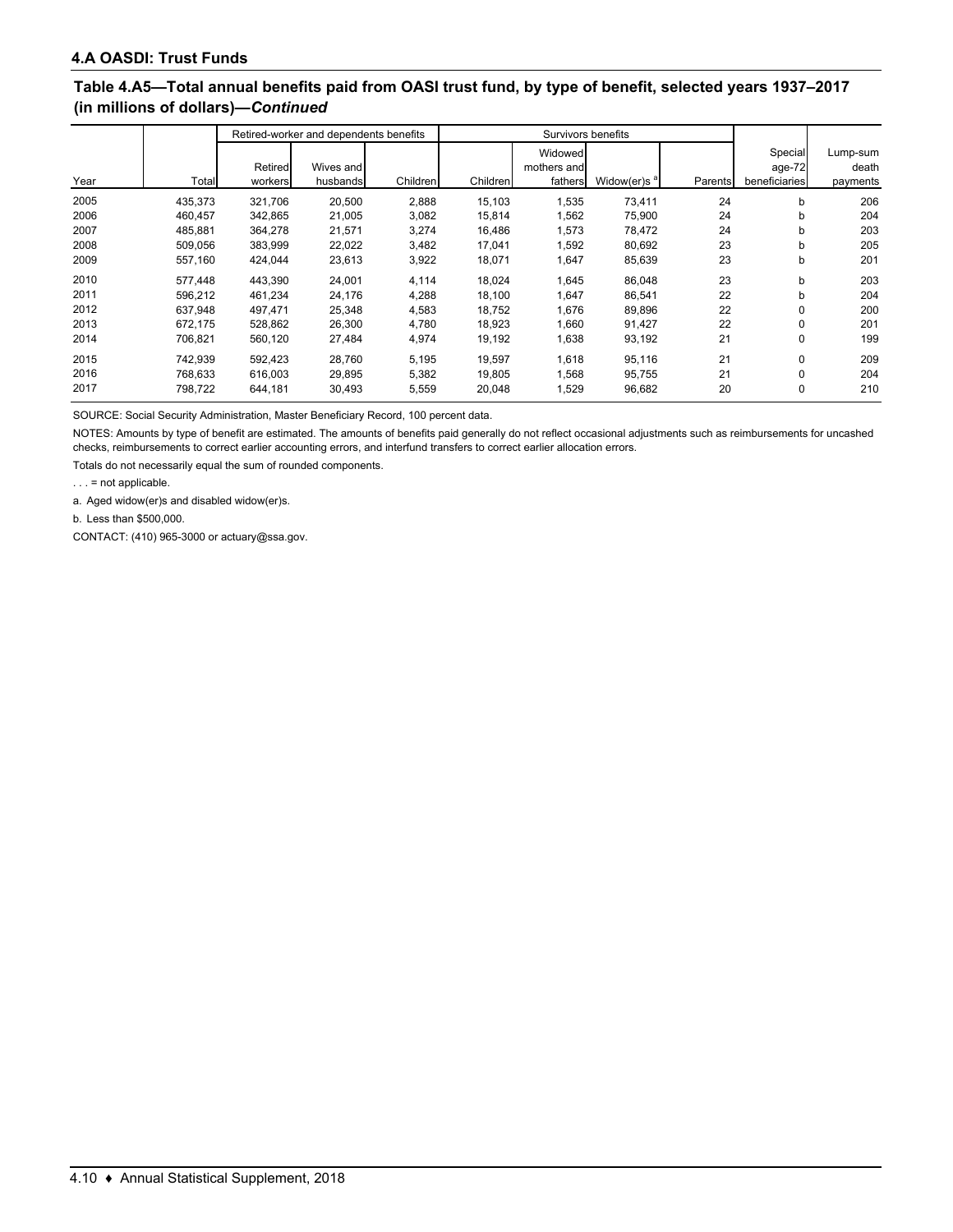## 4.A OASDI: Trust Funds

### Table 4.A5—Total annual benefits paid from OASI trust fund, by type of benefit, selected years 1937–2017 (in millions of dollars)—*Continued*

| Year | Total | Retired-worker and dependents benefits | | | Survivors benefits | | | | Special age-72 beneficiaries | Lump-sum death payments |
|---|---|---|---|---|---|---|---|---|---|---|
| | | Retired workers | Wives and husbands | Children | Children | Widowed mothers and fathers | Widow(er)s [a] | Parents | | |
| 2005 | 435,373 | 321,706 | 20,500 | 2,888 | 15,103 | 1,535 | 73,411 | 24 | b | 206 |
| 2006 | 460,457 | 342,865 | 21,005 | 3,082 | 15,814 | 1,562 | 75,900 | 24 | b | 204 |
| 2007 | 485,881 | 364,278 | 21,571 | 3,274 | 16,486 | 1,573 | 78,472 | 24 | b | 203 |
| 2008 | 509,056 | 383,999 | 22,022 | 3,482 | 17,041 | 1,592 | 80,692 | 23 | b | 205 |
| 2009 | 557,160 | 424,044 | 23,613 | 3,922 | 18,071 | 1,647 | 85,639 | 23 | b | 201 |
| 2010 | 577,448 | 443,390 | 24,001 | 4,114 | 18,024 | 1,645 | 86,048 | 23 | b | 203 |
| 2011 | 596,212 | 461,234 | 24,176 | 4,288 | 18,100 | 1,647 | 86,541 | 22 | b | 204 |
| 2012 | 637,948 | 497,471 | 25,348 | 4,583 | 18,752 | 1,676 | 89,896 | 22 | 0 | 200 |
| 2013 | 672,175 | 528,862 | 26,300 | 4,780 | 18,923 | 1,660 | 91,427 | 22 | 0 | 201 |
| 2014 | 706,821 | 560,120 | 27,484 | 4,974 | 19,192 | 1,638 | 93,192 | 21 | 0 | 199 |
| 2015 | 742,939 | 592,423 | 28,760 | 5,195 | 19,597 | 1,618 | 95,116 | 21 | 0 | 209 |
| 2016 | 768,633 | 616,003 | 29,895 | 5,382 | 19,805 | 1,568 | 95,755 | 21 | 0 | 204 |
| 2017 | 798,722 | 644,181 | 30,493 | 5,559 | 20,048 | 1,529 | 96,682 | 20 | 0 | 210 |

SOURCE: Social Security Administration, Master Beneficiary Record, 100 percent data.

NOTES: Amounts by type of benefit are estimated. The amounts of benefits paid generally do not reflect occasional adjustments such as reimbursements for uncashed checks, reimbursements to correct earlier accounting errors, and interfund transfers to correct earlier allocation errors.

Totals do not necessarily equal the sum of rounded components.

. . . = not applicable.

a. Aged widow(er)s and disabled widow(er)s.

b. Less than $500,000.

CONTACT: (410) 965-3000 or actuary@ssa.gov.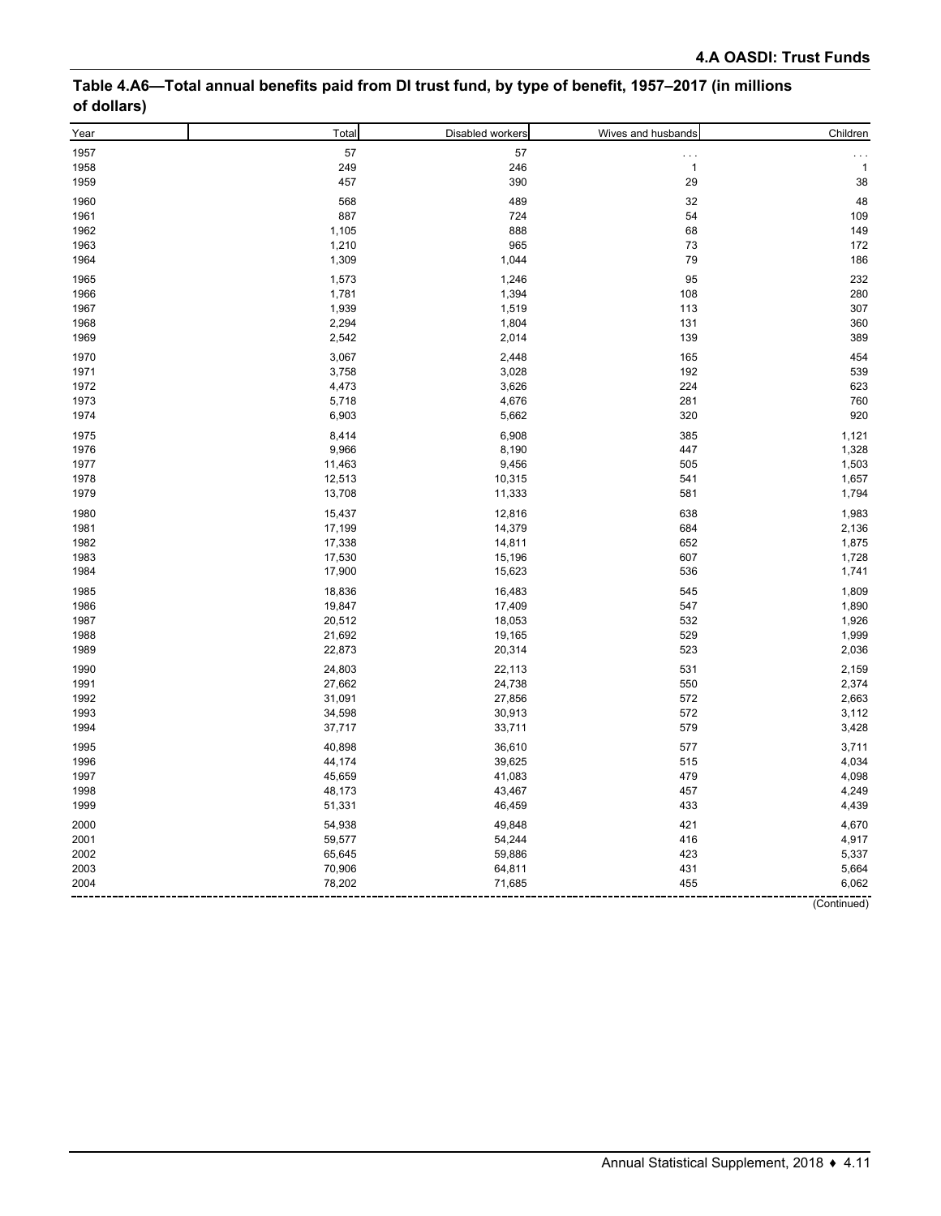**Table 4.A6—Total annual benefits paid from DI trust fund, by type of benefit, 1957–2017 (in millions of dollars)**

| Year | Total | Disabled workers | Wives and husbands | Children |
|---|---|---|---|---|
| 1957 | 57 | 57 | . . . | . . . |
| 1958 | 249 | 246 | 1 | 1 |
| 1959 | 457 | 390 | 29 | 38 |
| 1960 | 568 | 489 | 32 | 48 |
| 1961 | 887 | 724 | 54 | 109 |
| 1962 | 1,105 | 888 | 68 | 149 |
| 1963 | 1,210 | 965 | 73 | 172 |
| 1964 | 1,309 | 1,044 | 79 | 186 |
| 1965 | 1,573 | 1,246 | 95 | 232 |
| 1966 | 1,781 | 1,394 | 108 | 280 |
| 1967 | 1,939 | 1,519 | 113 | 307 |
| 1968 | 2,294 | 1,804 | 131 | 360 |
| 1969 | 2,542 | 2,014 | 139 | 389 |
| 1970 | 3,067 | 2,448 | 165 | 454 |
| 1971 | 3,758 | 3,028 | 192 | 539 |
| 1972 | 4,473 | 3,626 | 224 | 623 |
| 1973 | 5,718 | 4,676 | 281 | 760 |
| 1974 | 6,903 | 5,662 | 320 | 920 |
| 1975 | 8,414 | 6,908 | 385 | 1,121 |
| 1976 | 9,966 | 8,190 | 447 | 1,328 |
| 1977 | 11,463 | 9,456 | 505 | 1,503 |
| 1978 | 12,513 | 10,315 | 541 | 1,657 |
| 1979 | 13,708 | 11,333 | 581 | 1,794 |
| 1980 | 15,437 | 12,816 | 638 | 1,983 |
| 1981 | 17,199 | 14,379 | 684 | 2,136 |
| 1982 | 17,338 | 14,811 | 652 | 1,875 |
| 1983 | 17,530 | 15,196 | 607 | 1,728 |
| 1984 | 17,900 | 15,623 | 536 | 1,741 |
| 1985 | 18,836 | 16,483 | 545 | 1,809 |
| 1986 | 19,847 | 17,409 | 547 | 1,890 |
| 1987 | 20,512 | 18,053 | 532 | 1,926 |
| 1988 | 21,692 | 19,165 | 529 | 1,999 |
| 1989 | 22,873 | 20,314 | 523 | 2,036 |
| 1990 | 24,803 | 22,113 | 531 | 2,159 |
| 1991 | 27,662 | 24,738 | 550 | 2,374 |
| 1992 | 31,091 | 27,856 | 572 | 2,663 |
| 1993 | 34,598 | 30,913 | 572 | 3,112 |
| 1994 | 37,717 | 33,711 | 579 | 3,428 |
| 1995 | 40,898 | 36,610 | 577 | 3,711 |
| 1996 | 44,174 | 39,625 | 515 | 4,034 |
| 1997 | 45,659 | 41,083 | 479 | 4,098 |
| 1998 | 48,173 | 43,467 | 457 | 4,249 |
| 1999 | 51,331 | 46,459 | 433 | 4,439 |
| 2000 | 54,938 | 49,848 | 421 | 4,670 |
| 2001 | 59,577 | 54,244 | 416 | 4,917 |
| 2002 | 65,645 | 59,886 | 423 | 5,337 |
| 2003 | 70,906 | 64,811 | 431 | 5,664 |
| 2004 | 78,202 | 71,685 | 455 | 6,062 |

(Continued)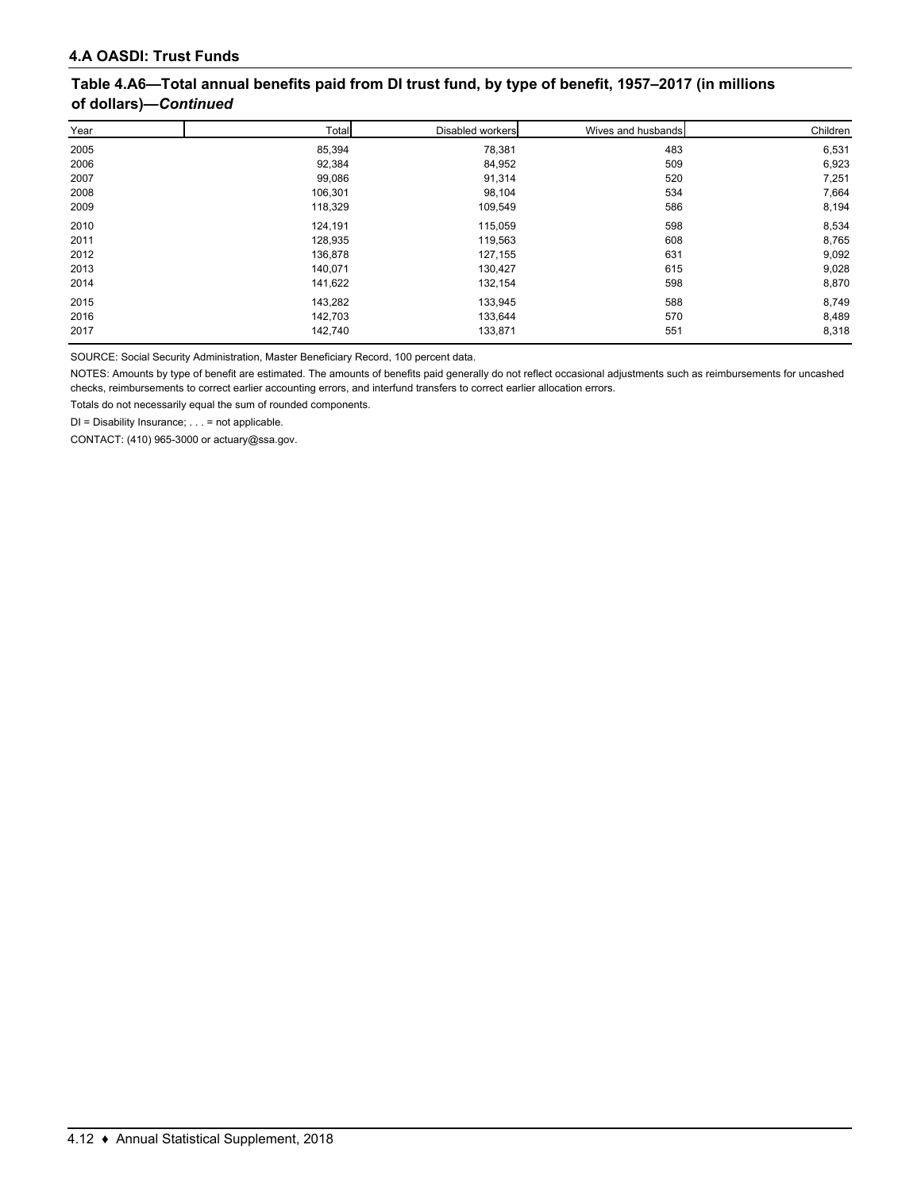## 4.A OASDI: Trust Funds

### Table 4.A6—Total annual benefits paid from DI trust fund, by type of benefit, 1957–2017 (in millions of dollars)—*Continued*

| Year | Total | Disabled workers | Wives and husbands | Children |
|---|---|---|---|---|
| 2005 | 85,394 | 78,381 | 483 | 6,531 |
| 2006 | 92,384 | 84,952 | 509 | 6,923 |
| 2007 | 99,086 | 91,314 | 520 | 7,251 |
| 2008 | 106,301 | 98,104 | 534 | 7,664 |
| 2009 | 118,329 | 109,549 | 586 | 8,194 |
| 2010 | 124,191 | 115,059 | 598 | 8,534 |
| 2011 | 128,935 | 119,563 | 608 | 8,765 |
| 2012 | 136,878 | 127,155 | 631 | 9,092 |
| 2013 | 140,071 | 130,427 | 615 | 9,028 |
| 2014 | 141,622 | 132,154 | 598 | 8,870 |
| 2015 | 143,282 | 133,945 | 588 | 8,749 |
| 2016 | 142,703 | 133,644 | 570 | 8,489 |
| 2017 | 142,740 | 133,871 | 551 | 8,318 |

SOURCE: Social Security Administration, Master Beneficiary Record, 100 percent data.

NOTES: Amounts by type of benefit are estimated. The amounts of benefits paid generally do not reflect occasional adjustments such as reimbursements for uncashed checks, reimbursements to correct earlier accounting errors, and interfund transfers to correct earlier allocation errors.

Totals do not necessarily equal the sum of rounded components.

DI = Disability Insurance; . . . = not applicable.

CONTACT: (410) 965-3000 or actuary@ssa.gov.